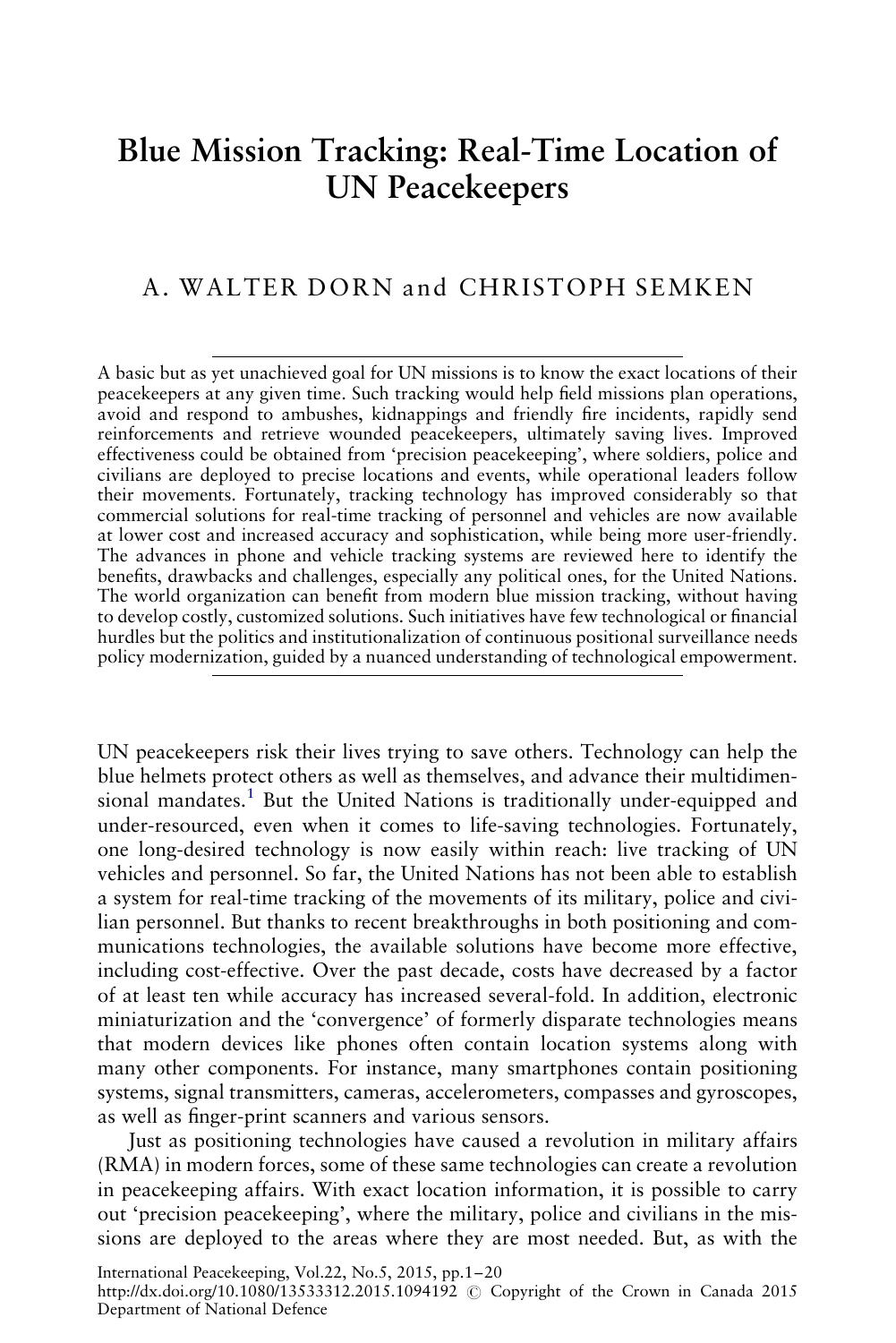# Blue Mission Tracking: Real-Time Location of UN Peacekeepers

A. WALTER DORN and CHRISTOPH SEMKEN

A basic but as yet unachieved goal for UN missions is to know the exact locations of their peacekeepers at any given time. Such tracking would help field missions plan operations, avoid and respond to ambushes, kidnappings and friendly fire incidents, rapidly send reinforcements and retrieve wounded peacekeepers, ultimately saving lives. Improved effectiveness could be obtained from 'precision peacekeeping', where soldiers, police and civilians are deployed to precise locations and events, while operational leaders follow their movements. Fortunately, tracking technology has improved considerably so that commercial solutions for real-time tracking of personnel and vehicles are now available at lower cost and increased accuracy and sophistication, while being more user-friendly. The advances in phone and vehicle tracking systems are reviewed here to identify the benefits, drawbacks and challenges, especially any political ones, for the United Nations. The world organization can benefit from modern blue mission tracking, without having to develop costly, customized solutions. Such initiatives have few technological or financial hurdles but the politics and institutionalization of continuous positional surveillance needs policy modernization, guided by a nuanced understanding of technological empowerment.

UN peacekeepers risk their lives trying to save others. Technology can help the blue helmets protect others as well as themselves, and advance their multidimensional mandates.[1] But the United Nations is traditionally under-equipped and under-resourced, even when it comes to life-saving technologies. Fortunately, one long-desired technology is now easily within reach: live tracking of UN vehicles and personnel. So far, the United Nations has not been able to establish a system for real-time tracking of the movements of its military, police and civilian personnel. But thanks to recent breakthroughs in both positioning and communications technologies, the available solutions have become more effective, including cost-effective. Over the past decade, costs have decreased by a factor of at least ten while accuracy has increased several-fold. In addition, electronic miniaturization and the 'convergence' of formerly disparate technologies means that modern devices like phones often contain location systems along with many other components. For instance, many smartphones contain positioning systems, signal transmitters, cameras, accelerometers, compasses and gyroscopes, as well as finger-print scanners and various sensors.

Just as positioning technologies have caused a revolution in military affairs (RMA) in modern forces, some of these same technologies can create a revolution in peacekeeping affairs. With exact location information, it is possible to carry out 'precision peacekeeping', where the military, police and civilians in the missions are deployed to the areas where they are most needed. But, as with the

International Peacekeeping, Vol.22, No.5, 2015, pp.1–20
http://dx.doi.org/10.1080/13533312.2015.1094192 © Copyright of the Crown in Canada 2015 Department of National Defence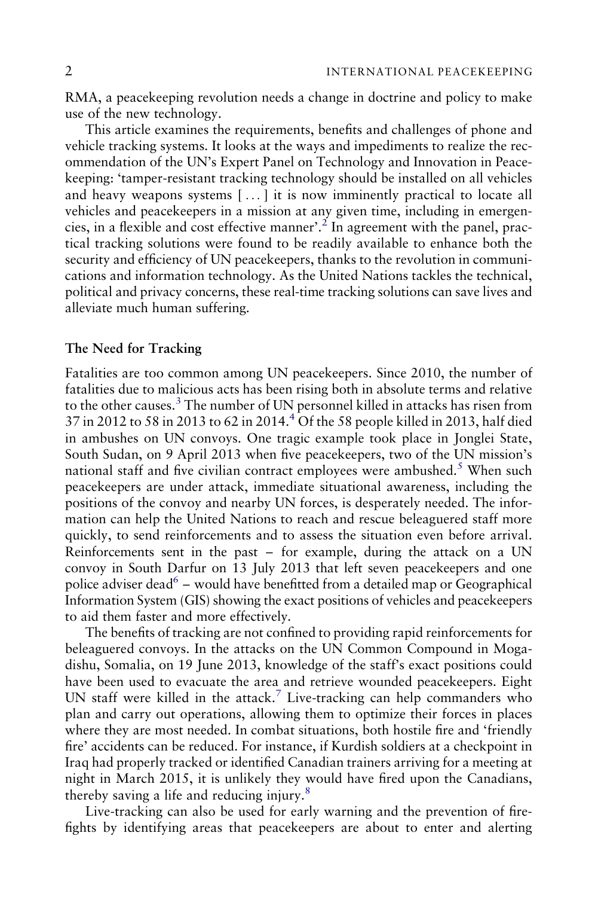RMA, a peacekeeping revolution needs a change in doctrine and policy to make use of the new technology.

This article examines the requirements, benefits and challenges of phone and vehicle tracking systems. It looks at the ways and impediments to realize the recommendation of the UN's Expert Panel on Technology and Innovation in Peacekeeping: 'tamper-resistant tracking technology should be installed on all vehicles and heavy weapons systems [ . . . ] it is now imminently practical to locate all vehicles and peacekeepers in a mission at any given time, including in emergencies, in a flexible and cost effective manner'.[2] In agreement with the panel, practical tracking solutions were found to be readily available to enhance both the security and efficiency of UN peacekeepers, thanks to the revolution in communications and information technology. As the United Nations tackles the technical, political and privacy concerns, these real-time tracking solutions can save lives and alleviate much human suffering.

## The Need for Tracking

Fatalities are too common among UN peacekeepers. Since 2010, the number of fatalities due to malicious acts has been rising both in absolute terms and relative to the other causes.[3] The number of UN personnel killed in attacks has risen from 37 in 2012 to 58 in 2013 to 62 in 2014.[4] Of the 58 people killed in 2013, half died in ambushes on UN convoys. One tragic example took place in Jonglei State, South Sudan, on 9 April 2013 when five peacekeepers, two of the UN mission's national staff and five civilian contract employees were ambushed.[5] When such peacekeepers are under attack, immediate situational awareness, including the positions of the convoy and nearby UN forces, is desperately needed. The information can help the United Nations to reach and rescue beleaguered staff more quickly, to send reinforcements and to assess the situation even before arrival. Reinforcements sent in the past – for example, during the attack on a UN convoy in South Darfur on 13 July 2013 that left seven peacekeepers and one police adviser dead[6] – would have benefitted from a detailed map or Geographical Information System (GIS) showing the exact positions of vehicles and peacekeepers to aid them faster and more effectively.

The benefits of tracking are not confined to providing rapid reinforcements for beleaguered convoys. In the attacks on the UN Common Compound in Mogadishu, Somalia, on 19 June 2013, knowledge of the staff's exact positions could have been used to evacuate the area and retrieve wounded peacekeepers. Eight UN staff were killed in the attack.[7] Live-tracking can help commanders who plan and carry out operations, allowing them to optimize their forces in places where they are most needed. In combat situations, both hostile fire and 'friendly fire' accidents can be reduced. For instance, if Kurdish soldiers at a checkpoint in Iraq had properly tracked or identified Canadian trainers arriving for a meeting at night in March 2015, it is unlikely they would have fired upon the Canadians, thereby saving a life and reducing injury.[8]

Live-tracking can also be used for early warning and the prevention of firefights by identifying areas that peacekeepers are about to enter and alerting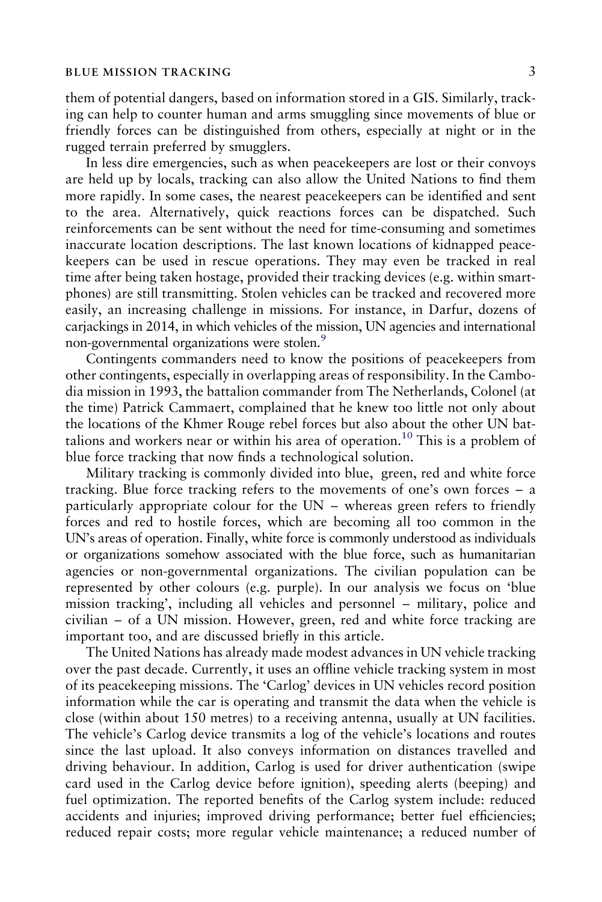them of potential dangers, based on information stored in a GIS. Similarly, tracking can help to counter human and arms smuggling since movements of blue or friendly forces can be distinguished from others, especially at night or in the rugged terrain preferred by smugglers.

In less dire emergencies, such as when peacekeepers are lost or their convoys are held up by locals, tracking can also allow the United Nations to find them more rapidly. In some cases, the nearest peacekeepers can be identified and sent to the area. Alternatively, quick reactions forces can be dispatched. Such reinforcements can be sent without the need for time-consuming and sometimes inaccurate location descriptions. The last known locations of kidnapped peacekeepers can be used in rescue operations. They may even be tracked in real time after being taken hostage, provided their tracking devices (e.g. within smartphones) are still transmitting. Stolen vehicles can be tracked and recovered more easily, an increasing challenge in missions. For instance, in Darfur, dozens of carjackings in 2014, in which vehicles of the mission, UN agencies and international non-governmental organizations were stolen.[9]

Contingents commanders need to know the positions of peacekeepers from other contingents, especially in overlapping areas of responsibility. In the Cambodia mission in 1993, the battalion commander from The Netherlands, Colonel (at the time) Patrick Cammaert, complained that he knew too little not only about the locations of the Khmer Rouge rebel forces but also about the other UN battalions and workers near or within his area of operation.[10] This is a problem of blue force tracking that now finds a technological solution.

Military tracking is commonly divided into blue, green, red and white force tracking. Blue force tracking refers to the movements of one's own forces – a particularly appropriate colour for the UN – whereas green refers to friendly forces and red to hostile forces, which are becoming all too common in the UN's areas of operation. Finally, white force is commonly understood as individuals or organizations somehow associated with the blue force, such as humanitarian agencies or non-governmental organizations. The civilian population can be represented by other colours (e.g. purple). In our analysis we focus on 'blue mission tracking', including all vehicles and personnel – military, police and civilian – of a UN mission. However, green, red and white force tracking are important too, and are discussed briefly in this article.

The United Nations has already made modest advances in UN vehicle tracking over the past decade. Currently, it uses an offline vehicle tracking system in most of its peacekeeping missions. The 'Carlog' devices in UN vehicles record position information while the car is operating and transmit the data when the vehicle is close (within about 150 metres) to a receiving antenna, usually at UN facilities. The vehicle's Carlog device transmits a log of the vehicle's locations and routes since the last upload. It also conveys information on distances travelled and driving behaviour. In addition, Carlog is used for driver authentication (swipe card used in the Carlog device before ignition), speeding alerts (beeping) and fuel optimization. The reported benefits of the Carlog system include: reduced accidents and injuries; improved driving performance; better fuel efficiencies; reduced repair costs; more regular vehicle maintenance; a reduced number of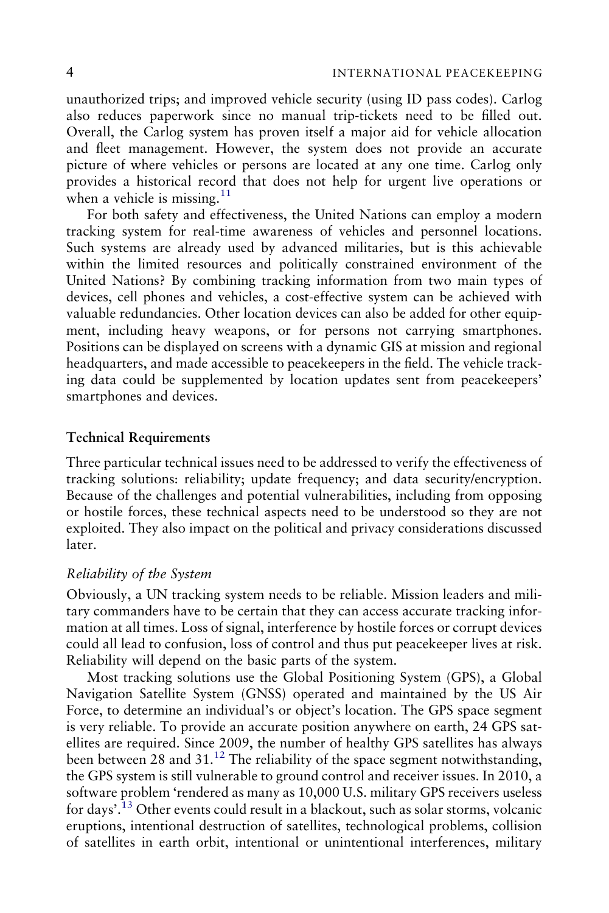unauthorized trips; and improved vehicle security (using ID pass codes). Carlog also reduces paperwork since no manual trip-tickets need to be filled out. Overall, the Carlog system has proven itself a major aid for vehicle allocation and fleet management. However, the system does not provide an accurate picture of where vehicles or persons are located at any one time. Carlog only provides a historical record that does not help for urgent live operations or when a vehicle is missing.[11]

For both safety and effectiveness, the United Nations can employ a modern tracking system for real-time awareness of vehicles and personnel locations. Such systems are already used by advanced militaries, but is this achievable within the limited resources and politically constrained environment of the United Nations? By combining tracking information from two main types of devices, cell phones and vehicles, a cost-effective system can be achieved with valuable redundancies. Other location devices can also be added for other equipment, including heavy weapons, or for persons not carrying smartphones. Positions can be displayed on screens with a dynamic GIS at mission and regional headquarters, and made accessible to peacekeepers in the field. The vehicle tracking data could be supplemented by location updates sent from peacekeepers' smartphones and devices.

## Technical Requirements

Three particular technical issues need to be addressed to verify the effectiveness of tracking solutions: reliability; update frequency; and data security/encryption. Because of the challenges and potential vulnerabilities, including from opposing or hostile forces, these technical aspects need to be understood so they are not exploited. They also impact on the political and privacy considerations discussed later.

### *Reliability of the System*

Obviously, a UN tracking system needs to be reliable. Mission leaders and military commanders have to be certain that they can access accurate tracking information at all times. Loss of signal, interference by hostile forces or corrupt devices could all lead to confusion, loss of control and thus put peacekeeper lives at risk. Reliability will depend on the basic parts of the system.

Most tracking solutions use the Global Positioning System (GPS), a Global Navigation Satellite System (GNSS) operated and maintained by the US Air Force, to determine an individual's or object's location. The GPS space segment is very reliable. To provide an accurate position anywhere on earth, 24 GPS satellites are required. Since 2009, the number of healthy GPS satellites has always been between 28 and 31.[12] The reliability of the space segment notwithstanding, the GPS system is still vulnerable to ground control and receiver issues. In 2010, a software problem 'rendered as many as 10,000 U.S. military GPS receivers useless for days'.[13] Other events could result in a blackout, such as solar storms, volcanic eruptions, intentional destruction of satellites, technological problems, collision of satellites in earth orbit, intentional or unintentional interferences, military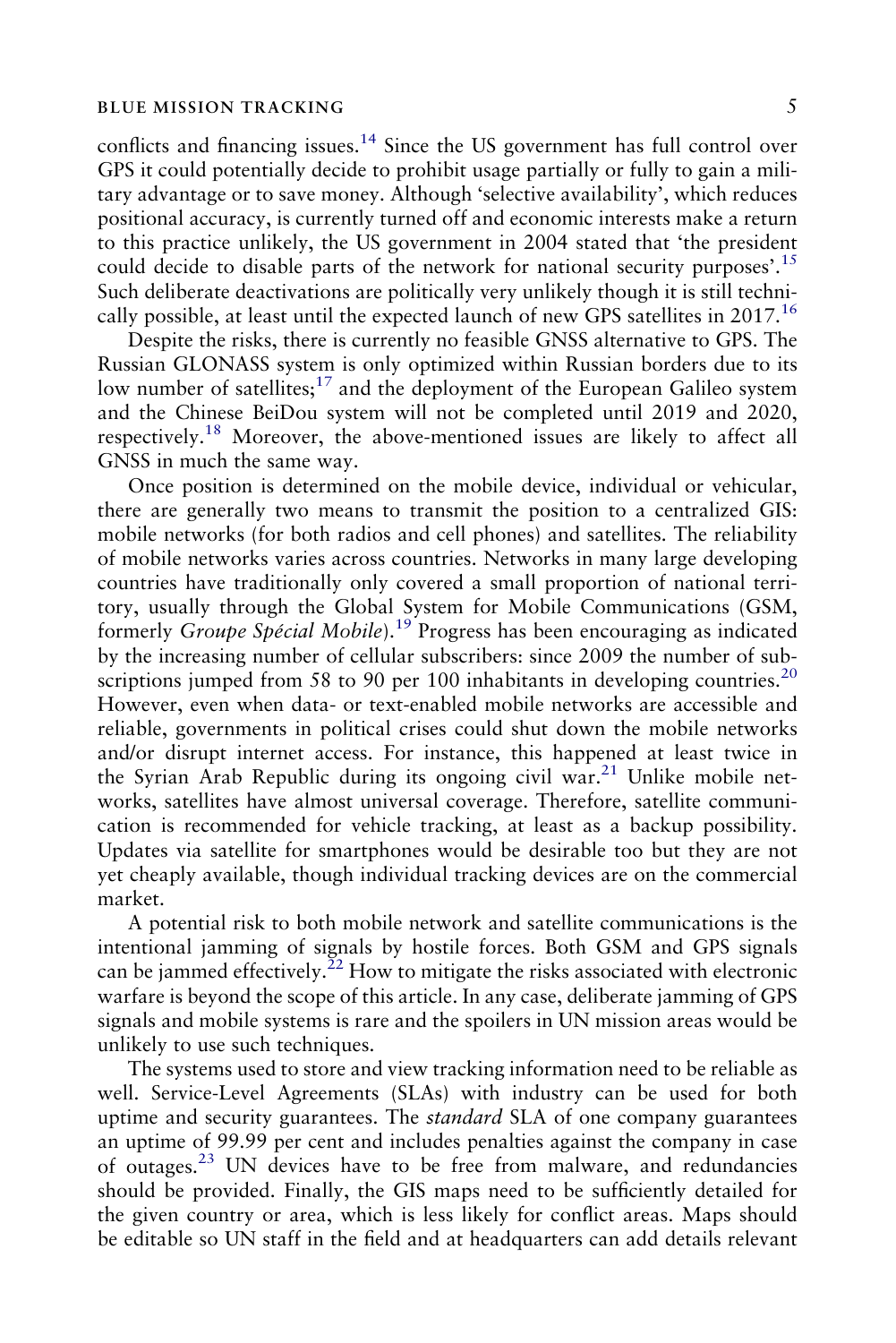conflicts and financing issues.[14] Since the US government has full control over GPS it could potentially decide to prohibit usage partially or fully to gain a military advantage or to save money. Although 'selective availability', which reduces positional accuracy, is currently turned off and economic interests make a return to this practice unlikely, the US government in 2004 stated that 'the president could decide to disable parts of the network for national security purposes'.[15] Such deliberate deactivations are politically very unlikely though it is still technically possible, at least until the expected launch of new GPS satellites in 2017.[16]

Despite the risks, there is currently no feasible GNSS alternative to GPS. The Russian GLONASS system is only optimized within Russian borders due to its low number of satellites;[17] and the deployment of the European Galileo system and the Chinese BeiDou system will not be completed until 2019 and 2020, respectively.[18] Moreover, the above-mentioned issues are likely to affect all GNSS in much the same way.

Once position is determined on the mobile device, individual or vehicular, there are generally two means to transmit the position to a centralized GIS: mobile networks (for both radios and cell phones) and satellites. The reliability of mobile networks varies across countries. Networks in many large developing countries have traditionally only covered a small proportion of national territory, usually through the Global System for Mobile Communications (GSM, formerly *Groupe Spécial Mobile*).[19] Progress has been encouraging as indicated by the increasing number of cellular subscribers: since 2009 the number of subscriptions jumped from 58 to 90 per 100 inhabitants in developing countries.[20] However, even when data- or text-enabled mobile networks are accessible and reliable, governments in political crises could shut down the mobile networks and/or disrupt internet access. For instance, this happened at least twice in the Syrian Arab Republic during its ongoing civil war.[21] Unlike mobile networks, satellites have almost universal coverage. Therefore, satellite communication is recommended for vehicle tracking, at least as a backup possibility. Updates via satellite for smartphones would be desirable too but they are not yet cheaply available, though individual tracking devices are on the commercial market.

A potential risk to both mobile network and satellite communications is the intentional jamming of signals by hostile forces. Both GSM and GPS signals can be jammed effectively.[22] How to mitigate the risks associated with electronic warfare is beyond the scope of this article. In any case, deliberate jamming of GPS signals and mobile systems is rare and the spoilers in UN mission areas would be unlikely to use such techniques.

The systems used to store and view tracking information need to be reliable as well. Service-Level Agreements (SLAs) with industry can be used for both uptime and security guarantees. The *standard* SLA of one company guarantees an uptime of 99.99 per cent and includes penalties against the company in case of outages.[23] UN devices have to be free from malware, and redundancies should be provided. Finally, the GIS maps need to be sufficiently detailed for the given country or area, which is less likely for conflict areas. Maps should be editable so UN staff in the field and at headquarters can add details relevant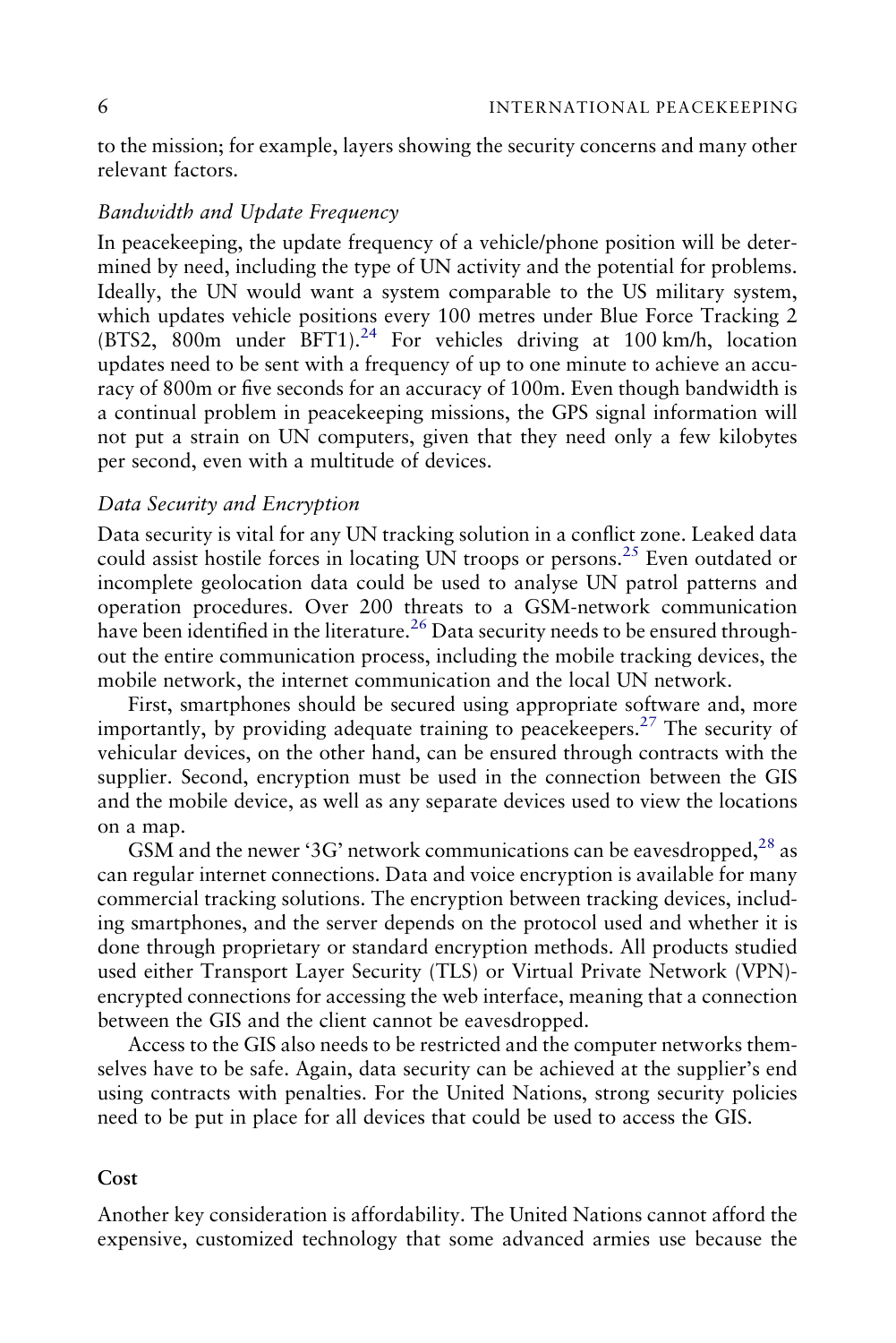to the mission; for example, layers showing the security concerns and many other relevant factors.

### *Bandwidth and Update Frequency*

In peacekeeping, the update frequency of a vehicle/phone position will be determined by need, including the type of UN activity and the potential for problems. Ideally, the UN would want a system comparable to the US military system, which updates vehicle positions every 100 metres under Blue Force Tracking 2 (BTS2, 800m under BFT1).[24] For vehicles driving at 100 km/h, location updates need to be sent with a frequency of up to one minute to achieve an accuracy of 800m or five seconds for an accuracy of 100m. Even though bandwidth is a continual problem in peacekeeping missions, the GPS signal information will not put a strain on UN computers, given that they need only a few kilobytes per second, even with a multitude of devices.

### *Data Security and Encryption*

Data security is vital for any UN tracking solution in a conflict zone. Leaked data could assist hostile forces in locating UN troops or persons.[25] Even outdated or incomplete geolocation data could be used to analyse UN patrol patterns and operation procedures. Over 200 threats to a GSM-network communication have been identified in the literature.[26] Data security needs to be ensured throughout the entire communication process, including the mobile tracking devices, the mobile network, the internet communication and the local UN network.

First, smartphones should be secured using appropriate software and, more importantly, by providing adequate training to peacekeepers.[27] The security of vehicular devices, on the other hand, can be ensured through contracts with the supplier. Second, encryption must be used in the connection between the GIS and the mobile device, as well as any separate devices used to view the locations on a map.

GSM and the newer '3G' network communications can be eavesdropped,[28] as can regular internet connections. Data and voice encryption is available for many commercial tracking solutions. The encryption between tracking devices, including smartphones, and the server depends on the protocol used and whether it is done through proprietary or standard encryption methods. All products studied used either Transport Layer Security (TLS) or Virtual Private Network (VPN)-encrypted connections for accessing the web interface, meaning that a connection between the GIS and the client cannot be eavesdropped.

Access to the GIS also needs to be restricted and the computer networks themselves have to be safe. Again, data security can be achieved at the supplier's end using contracts with penalties. For the United Nations, strong security policies need to be put in place for all devices that could be used to access the GIS.

## Cost

Another key consideration is affordability. The United Nations cannot afford the expensive, customized technology that some advanced armies use because the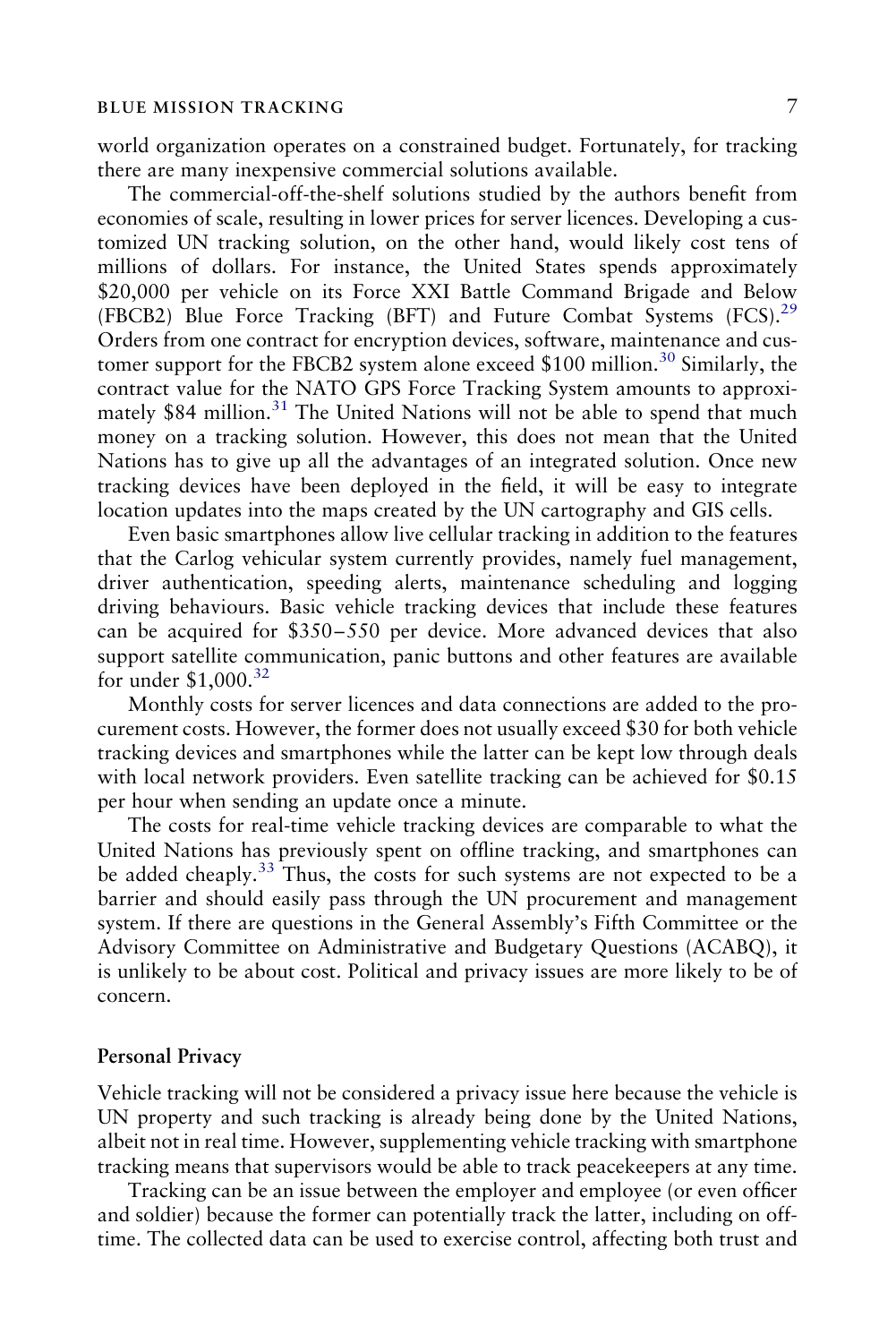world organization operates on a constrained budget. Fortunately, for tracking there are many inexpensive commercial solutions available.

The commercial-off-the-shelf solutions studied by the authors benefit from economies of scale, resulting in lower prices for server licences. Developing a customized UN tracking solution, on the other hand, would likely cost tens of millions of dollars. For instance, the United States spends approximately \$20,000 per vehicle on its Force XXI Battle Command Brigade and Below (FBCB2) Blue Force Tracking (BFT) and Future Combat Systems (FCS).[29] Orders from one contract for encryption devices, software, maintenance and customer support for the FBCB2 system alone exceed \$100 million.[30] Similarly, the contract value for the NATO GPS Force Tracking System amounts to approximately \$84 million.[31] The United Nations will not be able to spend that much money on a tracking solution. However, this does not mean that the United Nations has to give up all the advantages of an integrated solution. Once new tracking devices have been deployed in the field, it will be easy to integrate location updates into the maps created by the UN cartography and GIS cells.

Even basic smartphones allow live cellular tracking in addition to the features that the Carlog vehicular system currently provides, namely fuel management, driver authentication, speeding alerts, maintenance scheduling and logging driving behaviours. Basic vehicle tracking devices that include these features can be acquired for \$350–550 per device. More advanced devices that also support satellite communication, panic buttons and other features are available for under \$1,000.[32]

Monthly costs for server licences and data connections are added to the procurement costs. However, the former does not usually exceed \$30 for both vehicle tracking devices and smartphones while the latter can be kept low through deals with local network providers. Even satellite tracking can be achieved for \$0.15 per hour when sending an update once a minute.

The costs for real-time vehicle tracking devices are comparable to what the United Nations has previously spent on offline tracking, and smartphones can be added cheaply.[33] Thus, the costs for such systems are not expected to be a barrier and should easily pass through the UN procurement and management system. If there are questions in the General Assembly's Fifth Committee or the Advisory Committee on Administrative and Budgetary Questions (ACABQ), it is unlikely to be about cost. Political and privacy issues are more likely to be of concern.

### Personal Privacy

Vehicle tracking will not be considered a privacy issue here because the vehicle is UN property and such tracking is already being done by the United Nations, albeit not in real time. However, supplementing vehicle tracking with smartphone tracking means that supervisors would be able to track peacekeepers at any time.

Tracking can be an issue between the employer and employee (or even officer and soldier) because the former can potentially track the latter, including on off-time. The collected data can be used to exercise control, affecting both trust and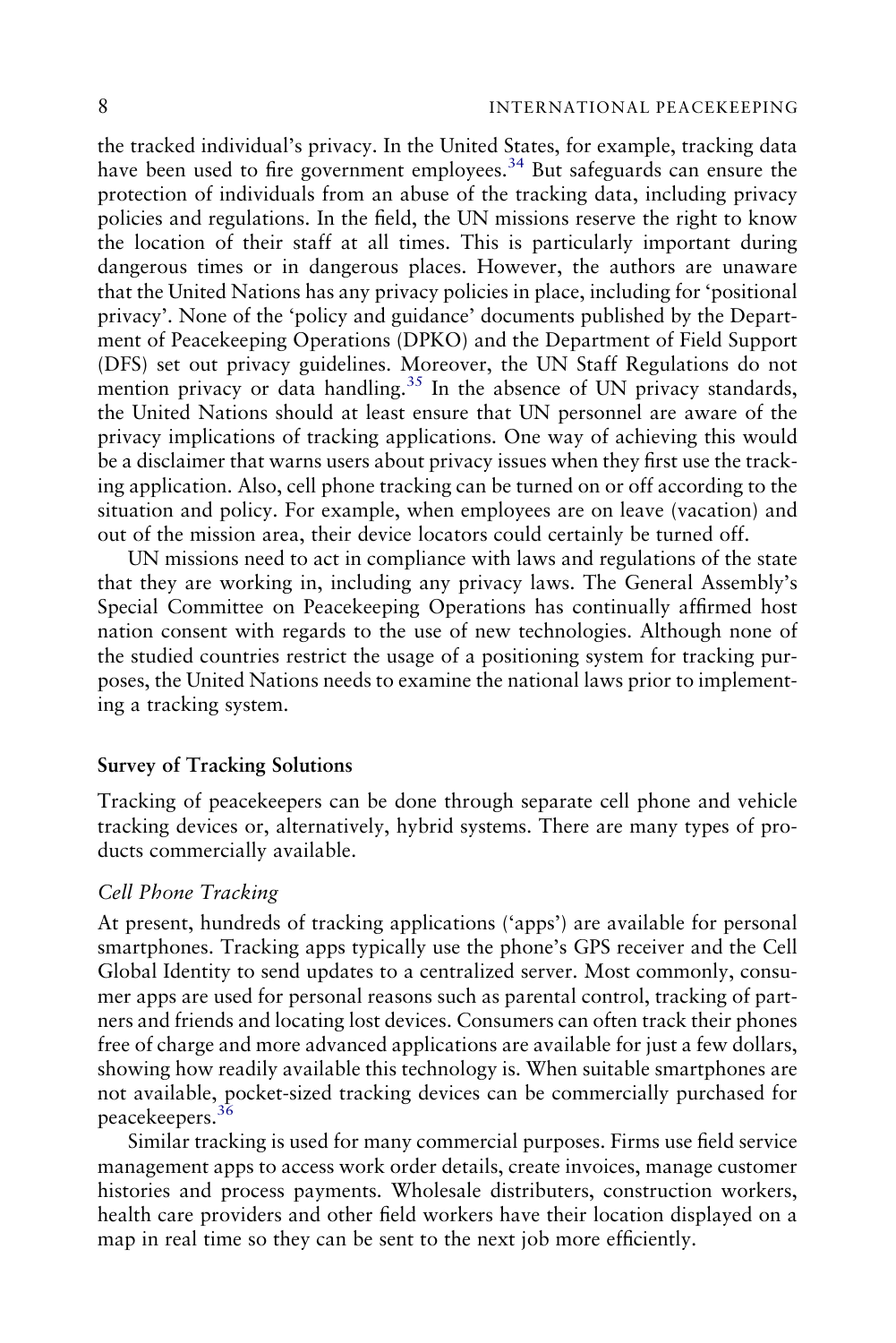the tracked individual's privacy. In the United States, for example, tracking data have been used to fire government employees.[34] But safeguards can ensure the protection of individuals from an abuse of the tracking data, including privacy policies and regulations. In the field, the UN missions reserve the right to know the location of their staff at all times. This is particularly important during dangerous times or in dangerous places. However, the authors are unaware that the United Nations has any privacy policies in place, including for 'positional privacy'. None of the 'policy and guidance' documents published by the Department of Peacekeeping Operations (DPKO) and the Department of Field Support (DFS) set out privacy guidelines. Moreover, the UN Staff Regulations do not mention privacy or data handling.[35] In the absence of UN privacy standards, the United Nations should at least ensure that UN personnel are aware of the privacy implications of tracking applications. One way of achieving this would be a disclaimer that warns users about privacy issues when they first use the tracking application. Also, cell phone tracking can be turned on or off according to the situation and policy. For example, when employees are on leave (vacation) and out of the mission area, their device locators could certainly be turned off.

UN missions need to act in compliance with laws and regulations of the state that they are working in, including any privacy laws. The General Assembly's Special Committee on Peacekeeping Operations has continually affirmed host nation consent with regards to the use of new technologies. Although none of the studied countries restrict the usage of a positioning system for tracking purposes, the United Nations needs to examine the national laws prior to implementing a tracking system.

## Survey of Tracking Solutions

Tracking of peacekeepers can be done through separate cell phone and vehicle tracking devices or, alternatively, hybrid systems. There are many types of products commercially available.

### *Cell Phone Tracking*

At present, hundreds of tracking applications ('apps') are available for personal smartphones. Tracking apps typically use the phone's GPS receiver and the Cell Global Identity to send updates to a centralized server. Most commonly, consumer apps are used for personal reasons such as parental control, tracking of partners and friends and locating lost devices. Consumers can often track their phones free of charge and more advanced applications are available for just a few dollars, showing how readily available this technology is. When suitable smartphones are not available, pocket-sized tracking devices can be commercially purchased for peacekeepers.[36]

Similar tracking is used for many commercial purposes. Firms use field service management apps to access work order details, create invoices, manage customer histories and process payments. Wholesale distributers, construction workers, health care providers and other field workers have their location displayed on a map in real time so they can be sent to the next job more efficiently.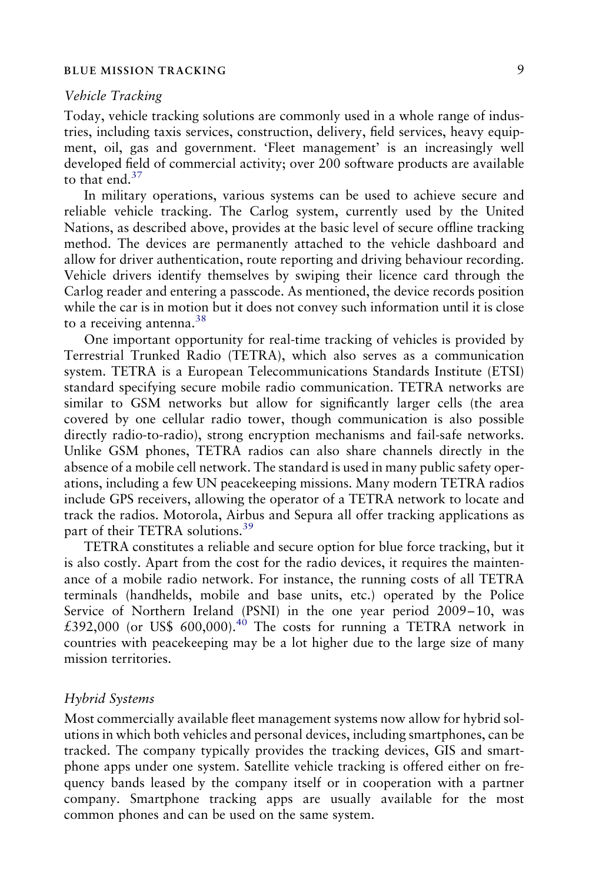### *Vehicle Tracking*

Today, vehicle tracking solutions are commonly used in a whole range of industries, including taxis services, construction, delivery, field services, heavy equipment, oil, gas and government. 'Fleet management' is an increasingly well developed field of commercial activity; over 200 software products are available to that end.[37]

In military operations, various systems can be used to achieve secure and reliable vehicle tracking. The Carlog system, currently used by the United Nations, as described above, provides at the basic level of secure offline tracking method. The devices are permanently attached to the vehicle dashboard and allow for driver authentication, route reporting and driving behaviour recording. Vehicle drivers identify themselves by swiping their licence card through the Carlog reader and entering a passcode. As mentioned, the device records position while the car is in motion but it does not convey such information until it is close to a receiving antenna.[38]

One important opportunity for real-time tracking of vehicles is provided by Terrestrial Trunked Radio (TETRA), which also serves as a communication system. TETRA is a European Telecommunications Standards Institute (ETSI) standard specifying secure mobile radio communication. TETRA networks are similar to GSM networks but allow for significantly larger cells (the area covered by one cellular radio tower, though communication is also possible directly radio-to-radio), strong encryption mechanisms and fail-safe networks. Unlike GSM phones, TETRA radios can also share channels directly in the absence of a mobile cell network. The standard is used in many public safety operations, including a few UN peacekeeping missions. Many modern TETRA radios include GPS receivers, allowing the operator of a TETRA network to locate and track the radios. Motorola, Airbus and Sepura all offer tracking applications as part of their TETRA solutions.[39]

TETRA constitutes a reliable and secure option for blue force tracking, but it is also costly. Apart from the cost for the radio devices, it requires the maintenance of a mobile radio network. For instance, the running costs of all TETRA terminals (handhelds, mobile and base units, etc.) operated by the Police Service of Northern Ireland (PSNI) in the one year period 2009–10, was £392,000 (or US$ 600,000).[40] The costs for running a TETRA network in countries with peacekeeping may be a lot higher due to the large size of many mission territories.

### *Hybrid Systems*

Most commercially available fleet management systems now allow for hybrid solutions in which both vehicles and personal devices, including smartphones, can be tracked. The company typically provides the tracking devices, GIS and smartphone apps under one system. Satellite vehicle tracking is offered either on frequency bands leased by the company itself or in cooperation with a partner company. Smartphone tracking apps are usually available for the most common phones and can be used on the same system.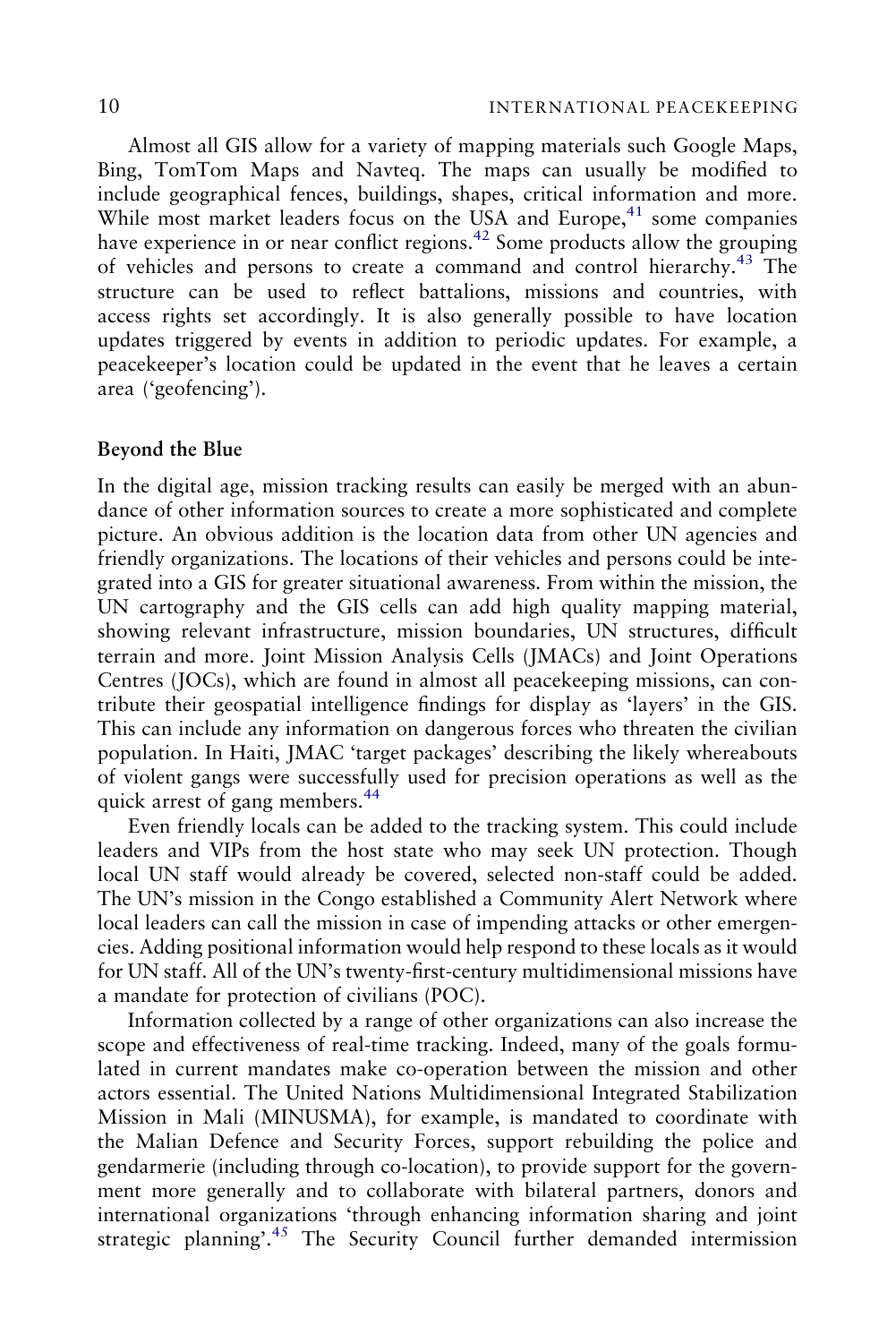Almost all GIS allow for a variety of mapping materials such Google Maps, Bing, TomTom Maps and Navteq. The maps can usually be modified to include geographical fences, buildings, shapes, critical information and more. While most market leaders focus on the USA and Europe,[41] some companies have experience in or near conflict regions.[42] Some products allow the grouping of vehicles and persons to create a command and control hierarchy.[43] The structure can be used to reflect battalions, missions and countries, with access rights set accordingly. It is also generally possible to have location updates triggered by events in addition to periodic updates. For example, a peacekeeper's location could be updated in the event that he leaves a certain area ('geofencing').

## Beyond the Blue

In the digital age, mission tracking results can easily be merged with an abundance of other information sources to create a more sophisticated and complete picture. An obvious addition is the location data from other UN agencies and friendly organizations. The locations of their vehicles and persons could be integrated into a GIS for greater situational awareness. From within the mission, the UN cartography and the GIS cells can add high quality mapping material, showing relevant infrastructure, mission boundaries, UN structures, difficult terrain and more. Joint Mission Analysis Cells (JMACs) and Joint Operations Centres (JOCs), which are found in almost all peacekeeping missions, can contribute their geospatial intelligence findings for display as 'layers' in the GIS. This can include any information on dangerous forces who threaten the civilian population. In Haiti, JMAC 'target packages' describing the likely whereabouts of violent gangs were successfully used for precision operations as well as the quick arrest of gang members.[44]

Even friendly locals can be added to the tracking system. This could include leaders and VIPs from the host state who may seek UN protection. Though local UN staff would already be covered, selected non-staff could be added. The UN's mission in the Congo established a Community Alert Network where local leaders can call the mission in case of impending attacks or other emergencies. Adding positional information would help respond to these locals as it would for UN staff. All of the UN's twenty-first-century multidimensional missions have a mandate for protection of civilians (POC).

Information collected by a range of other organizations can also increase the scope and effectiveness of real-time tracking. Indeed, many of the goals formulated in current mandates make co-operation between the mission and other actors essential. The United Nations Multidimensional Integrated Stabilization Mission in Mali (MINUSMA), for example, is mandated to coordinate with the Malian Defence and Security Forces, support rebuilding the police and gendarmerie (including through co-location), to provide support for the government more generally and to collaborate with bilateral partners, donors and international organizations 'through enhancing information sharing and joint strategic planning'.[45] The Security Council further demanded intermission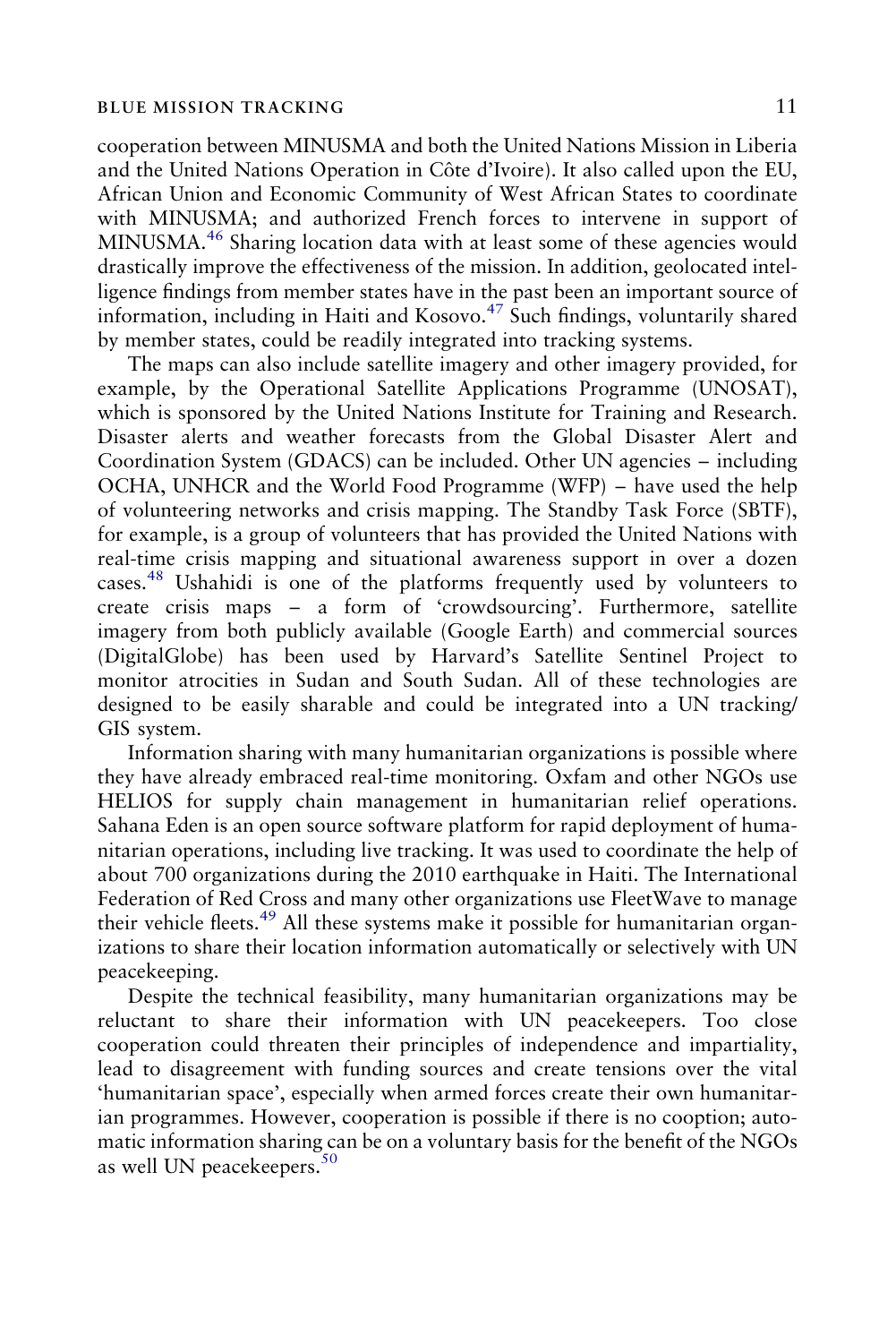cooperation between MINUSMA and both the United Nations Mission in Liberia and the United Nations Operation in Côte d'Ivoire). It also called upon the EU, African Union and Economic Community of West African States to coordinate with MINUSMA; and authorized French forces to intervene in support of MINUSMA.[46] Sharing location data with at least some of these agencies would drastically improve the effectiveness of the mission. In addition, geolocated intelligence findings from member states have in the past been an important source of information, including in Haiti and Kosovo.[47] Such findings, voluntarily shared by member states, could be readily integrated into tracking systems.

The maps can also include satellite imagery and other imagery provided, for example, by the Operational Satellite Applications Programme (UNOSAT), which is sponsored by the United Nations Institute for Training and Research. Disaster alerts and weather forecasts from the Global Disaster Alert and Coordination System (GDACS) can be included. Other UN agencies – including OCHA, UNHCR and the World Food Programme (WFP) – have used the help of volunteering networks and crisis mapping. The Standby Task Force (SBTF), for example, is a group of volunteers that has provided the United Nations with real-time crisis mapping and situational awareness support in over a dozen cases.[48] Ushahidi is one of the platforms frequently used by volunteers to create crisis maps – a form of 'crowdsourcing'. Furthermore, satellite imagery from both publicly available (Google Earth) and commercial sources (DigitalGlobe) has been used by Harvard's Satellite Sentinel Project to monitor atrocities in Sudan and South Sudan. All of these technologies are designed to be easily sharable and could be integrated into a UN tracking/GIS system.

Information sharing with many humanitarian organizations is possible where they have already embraced real-time monitoring. Oxfam and other NGOs use HELIOS for supply chain management in humanitarian relief operations. Sahana Eden is an open source software platform for rapid deployment of humanitarian operations, including live tracking. It was used to coordinate the help of about 700 organizations during the 2010 earthquake in Haiti. The International Federation of Red Cross and many other organizations use FleetWave to manage their vehicle fleets.[49] All these systems make it possible for humanitarian organizations to share their location information automatically or selectively with UN peacekeeping.

Despite the technical feasibility, many humanitarian organizations may be reluctant to share their information with UN peacekeepers. Too close cooperation could threaten their principles of independence and impartiality, lead to disagreement with funding sources and create tensions over the vital 'humanitarian space', especially when armed forces create their own humanitarian programmes. However, cooperation is possible if there is no cooption; automatic information sharing can be on a voluntary basis for the benefit of the NGOs as well UN peacekeepers.[50]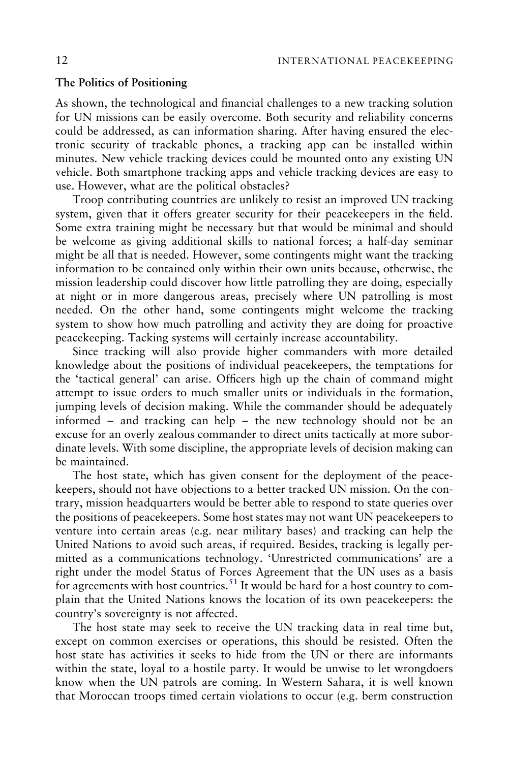### The Politics of Positioning

As shown, the technological and financial challenges to a new tracking solution for UN missions can be easily overcome. Both security and reliability concerns could be addressed, as can information sharing. After having ensured the electronic security of trackable phones, a tracking app can be installed within minutes. New vehicle tracking devices could be mounted onto any existing UN vehicle. Both smartphone tracking apps and vehicle tracking devices are easy to use. However, what are the political obstacles?

Troop contributing countries are unlikely to resist an improved UN tracking system, given that it offers greater security for their peacekeepers in the field. Some extra training might be necessary but that would be minimal and should be welcome as giving additional skills to national forces; a half-day seminar might be all that is needed. However, some contingents might want the tracking information to be contained only within their own units because, otherwise, the mission leadership could discover how little patrolling they are doing, especially at night or in more dangerous areas, precisely where UN patrolling is most needed. On the other hand, some contingents might welcome the tracking system to show how much patrolling and activity they are doing for proactive peacekeeping. Tacking systems will certainly increase accountability.

Since tracking will also provide higher commanders with more detailed knowledge about the positions of individual peacekeepers, the temptations for the 'tactical general' can arise. Officers high up the chain of command might attempt to issue orders to much smaller units or individuals in the formation, jumping levels of decision making. While the commander should be adequately informed – and tracking can help – the new technology should not be an excuse for an overly zealous commander to direct units tactically at more subordinate levels. With some discipline, the appropriate levels of decision making can be maintained.

The host state, which has given consent for the deployment of the peacekeepers, should not have objections to a better tracked UN mission. On the contrary, mission headquarters would be better able to respond to state queries over the positions of peacekeepers. Some host states may not want UN peacekeepers to venture into certain areas (e.g. near military bases) and tracking can help the United Nations to avoid such areas, if required. Besides, tracking is legally permitted as a communications technology. 'Unrestricted communications' are a right under the model Status of Forces Agreement that the UN uses as a basis for agreements with host countries.[51] It would be hard for a host country to complain that the United Nations knows the location of its own peacekeepers: the country's sovereignty is not affected.

The host state may seek to receive the UN tracking data in real time but, except on common exercises or operations, this should be resisted. Often the host state has activities it seeks to hide from the UN or there are informants within the state, loyal to a hostile party. It would be unwise to let wrongdoers know when the UN patrols are coming. In Western Sahara, it is well known that Moroccan troops timed certain violations to occur (e.g. berm construction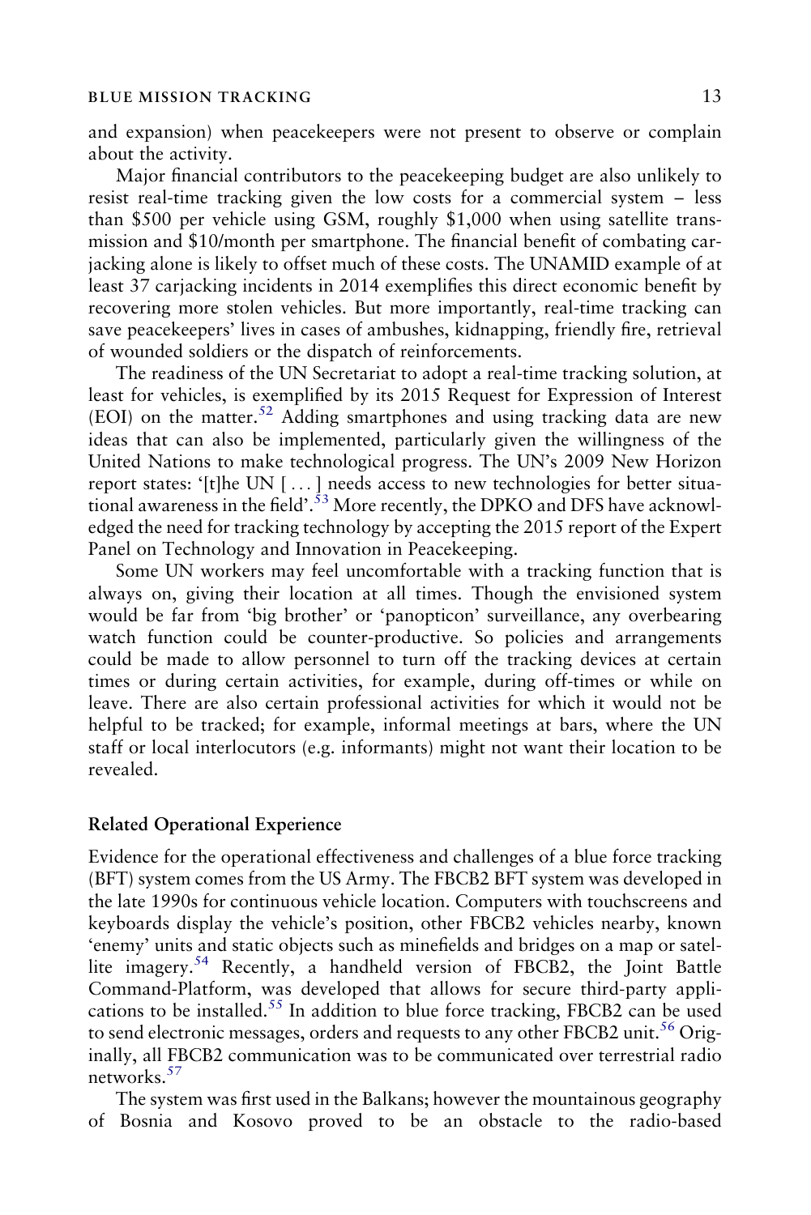and expansion) when peacekeepers were not present to observe or complain about the activity.

Major financial contributors to the peacekeeping budget are also unlikely to resist real-time tracking given the low costs for a commercial system – less than $500 per vehicle using GSM, roughly $1,000 when using satellite transmission and $10/month per smartphone. The financial benefit of combating carjacking alone is likely to offset much of these costs. The UNAMID example of at least 37 carjacking incidents in 2014 exemplifies this direct economic benefit by recovering more stolen vehicles. But more importantly, real-time tracking can save peacekeepers' lives in cases of ambushes, kidnapping, friendly fire, retrieval of wounded soldiers or the dispatch of reinforcements.

The readiness of the UN Secretariat to adopt a real-time tracking solution, at least for vehicles, is exemplified by its 2015 Request for Expression of Interest (EOI) on the matter.[52] Adding smartphones and using tracking data are new ideas that can also be implemented, particularly given the willingness of the United Nations to make technological progress. The UN's 2009 New Horizon report states: '[t]he UN [ ... ] needs access to new technologies for better situational awareness in the field'.[53] More recently, the DPKO and DFS have acknowledged the need for tracking technology by accepting the 2015 report of the Expert Panel on Technology and Innovation in Peacekeeping.

Some UN workers may feel uncomfortable with a tracking function that is always on, giving their location at all times. Though the envisioned system would be far from 'big brother' or 'panopticon' surveillance, any overbearing watch function could be counter-productive. So policies and arrangements could be made to allow personnel to turn off the tracking devices at certain times or during certain activities, for example, during off-times or while on leave. There are also certain professional activities for which it would not be helpful to be tracked; for example, informal meetings at bars, where the UN staff or local interlocutors (e.g. informants) might not want their location to be revealed.

### Related Operational Experience

Evidence for the operational effectiveness and challenges of a blue force tracking (BFT) system comes from the US Army. The FBCB2 BFT system was developed in the late 1990s for continuous vehicle location. Computers with touchscreens and keyboards display the vehicle's position, other FBCB2 vehicles nearby, known 'enemy' units and static objects such as minefields and bridges on a map or satellite imagery.[54] Recently, a handheld version of FBCB2, the Joint Battle Command-Platform, was developed that allows for secure third-party applications to be installed.[55] In addition to blue force tracking, FBCB2 can be used to send electronic messages, orders and requests to any other FBCB2 unit.[56] Originally, all FBCB2 communication was to be communicated over terrestrial radio networks.[57]

The system was first used in the Balkans; however the mountainous geography of Bosnia and Kosovo proved to be an obstacle to the radio-based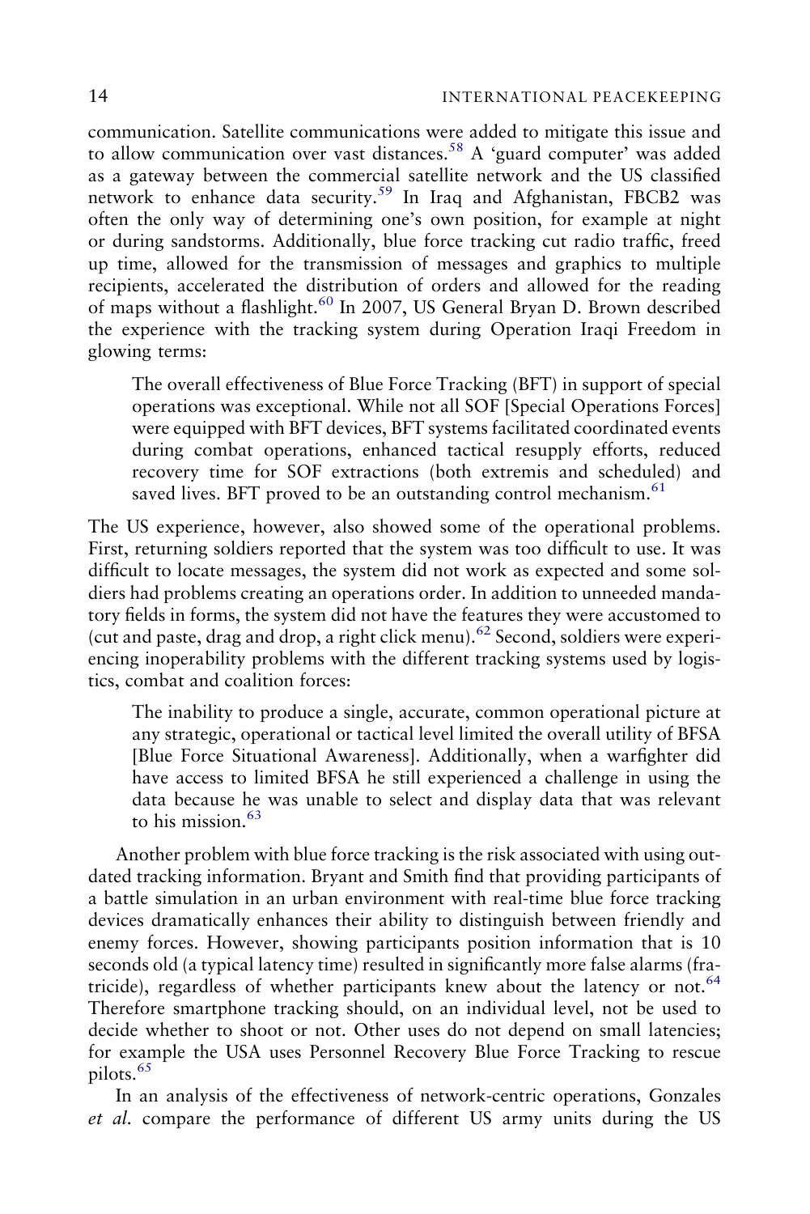communication. Satellite communications were added to mitigate this issue and to allow communication over vast distances.[58] A 'guard computer' was added as a gateway between the commercial satellite network and the US classified network to enhance data security.[59] In Iraq and Afghanistan, FBCB2 was often the only way of determining one's own position, for example at night or during sandstorms. Additionally, blue force tracking cut radio traffic, freed up time, allowed for the transmission of messages and graphics to multiple recipients, accelerated the distribution of orders and allowed for the reading of maps without a flashlight.[60] In 2007, US General Bryan D. Brown described the experience with the tracking system during Operation Iraqi Freedom in glowing terms:

> The overall effectiveness of Blue Force Tracking (BFT) in support of special operations was exceptional. While not all SOF [Special Operations Forces] were equipped with BFT devices, BFT systems facilitated coordinated events during combat operations, enhanced tactical resupply efforts, reduced recovery time for SOF extractions (both extremis and scheduled) and saved lives. BFT proved to be an outstanding control mechanism.[61]

The US experience, however, also showed some of the operational problems. First, returning soldiers reported that the system was too difficult to use. It was difficult to locate messages, the system did not work as expected and some soldiers had problems creating an operations order. In addition to unneeded mandatory fields in forms, the system did not have the features they were accustomed to (cut and paste, drag and drop, a right click menu).[62] Second, soldiers were experiencing inoperability problems with the different tracking systems used by logistics, combat and coalition forces:

> The inability to produce a single, accurate, common operational picture at any strategic, operational or tactical level limited the overall utility of BFSA [Blue Force Situational Awareness]. Additionally, when a warfighter did have access to limited BFSA he still experienced a challenge in using the data because he was unable to select and display data that was relevant to his mission.[63]

Another problem with blue force tracking is the risk associated with using outdated tracking information. Bryant and Smith find that providing participants of a battle simulation in an urban environment with real-time blue force tracking devices dramatically enhances their ability to distinguish between friendly and enemy forces. However, showing participants position information that is 10 seconds old (a typical latency time) resulted in significantly more false alarms (fratricide), regardless of whether participants knew about the latency or not.[64] Therefore smartphone tracking should, on an individual level, not be used to decide whether to shoot or not. Other uses do not depend on small latencies; for example the USA uses Personnel Recovery Blue Force Tracking to rescue pilots.[65]

In an analysis of the effectiveness of network-centric operations, Gonzales *et al.* compare the performance of different US army units during the US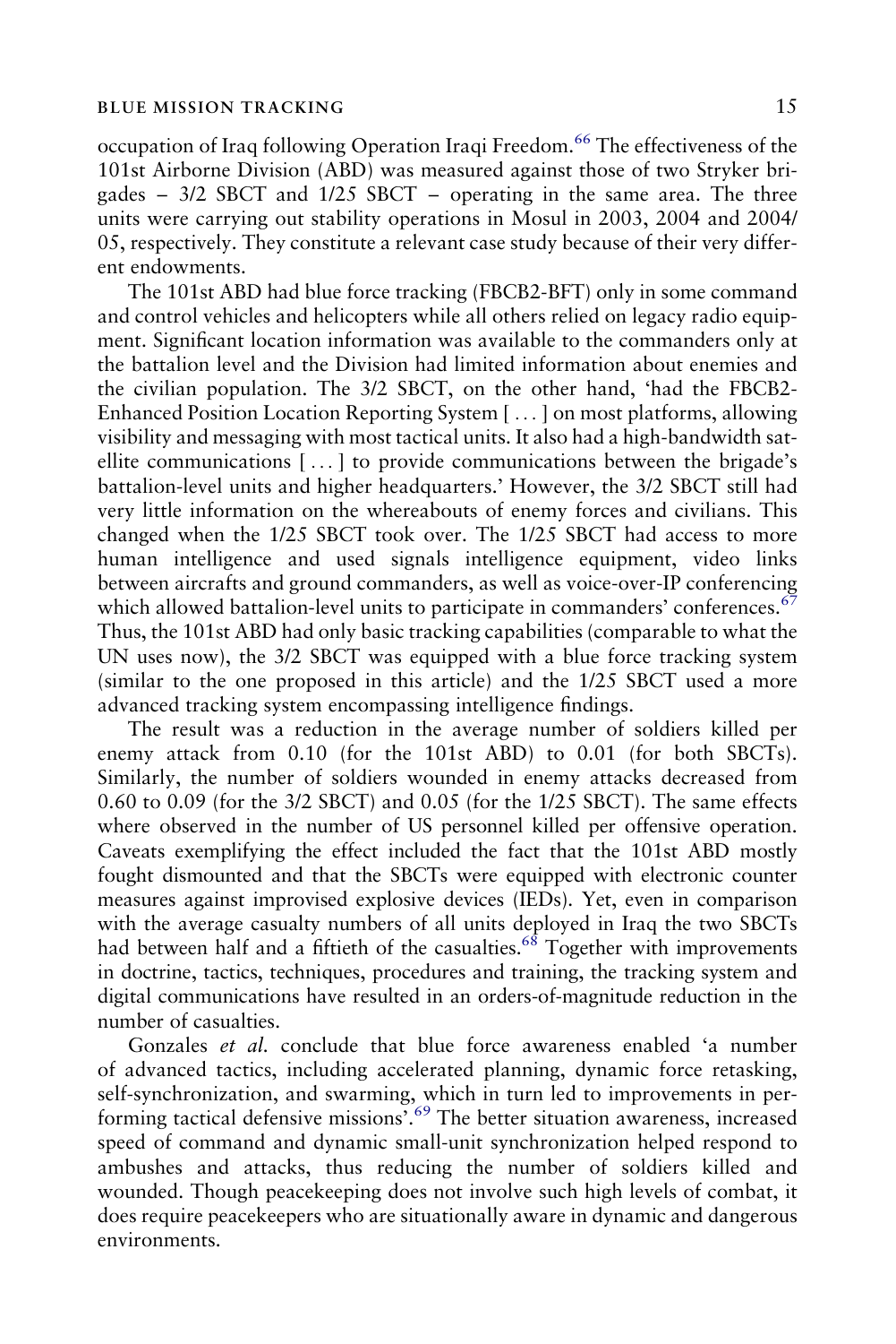occupation of Iraq following Operation Iraqi Freedom.[66] The effectiveness of the 101st Airborne Division (ABD) was measured against those of two Stryker brigades – 3/2 SBCT and 1/25 SBCT – operating in the same area. The three units were carrying out stability operations in Mosul in 2003, 2004 and 2004/05, respectively. They constitute a relevant case study because of their very different endowments.

The 101st ABD had blue force tracking (FBCB2-BFT) only in some command and control vehicles and helicopters while all others relied on legacy radio equipment. Significant location information was available to the commanders only at the battalion level and the Division had limited information about enemies and the civilian population. The 3/2 SBCT, on the other hand, 'had the FBCB2-Enhanced Position Location Reporting System [ . . . ] on most platforms, allowing visibility and messaging with most tactical units. It also had a high-bandwidth satellite communications [ . . . ] to provide communications between the brigade's battalion-level units and higher headquarters.' However, the 3/2 SBCT still had very little information on the whereabouts of enemy forces and civilians. This changed when the 1/25 SBCT took over. The 1/25 SBCT had access to more human intelligence and used signals intelligence equipment, video links between aircrafts and ground commanders, as well as voice-over-IP conferencing which allowed battalion-level units to participate in commanders' conferences.[67] Thus, the 101st ABD had only basic tracking capabilities (comparable to what the UN uses now), the 3/2 SBCT was equipped with a blue force tracking system (similar to the one proposed in this article) and the 1/25 SBCT used a more advanced tracking system encompassing intelligence findings.

The result was a reduction in the average number of soldiers killed per enemy attack from 0.10 (for the 101st ABD) to 0.01 (for both SBCTs). Similarly, the number of soldiers wounded in enemy attacks decreased from 0.60 to 0.09 (for the 3/2 SBCT) and 0.05 (for the 1/25 SBCT). The same effects where observed in the number of US personnel killed per offensive operation. Caveats exemplifying the effect included the fact that the 101st ABD mostly fought dismounted and that the SBCTs were equipped with electronic counter measures against improvised explosive devices (IEDs). Yet, even in comparison with the average casualty numbers of all units deployed in Iraq the two SBCTs had between half and a fiftieth of the casualties.[68] Together with improvements in doctrine, tactics, techniques, procedures and training, the tracking system and digital communications have resulted in an orders-of-magnitude reduction in the number of casualties.

Gonzales *et al.* conclude that blue force awareness enabled 'a number of advanced tactics, including accelerated planning, dynamic force retasking, self-synchronization, and swarming, which in turn led to improvements in performing tactical defensive missions'.[69] The better situation awareness, increased speed of command and dynamic small-unit synchronization helped respond to ambushes and attacks, thus reducing the number of soldiers killed and wounded. Though peacekeeping does not involve such high levels of combat, it does require peacekeepers who are situationally aware in dynamic and dangerous environments.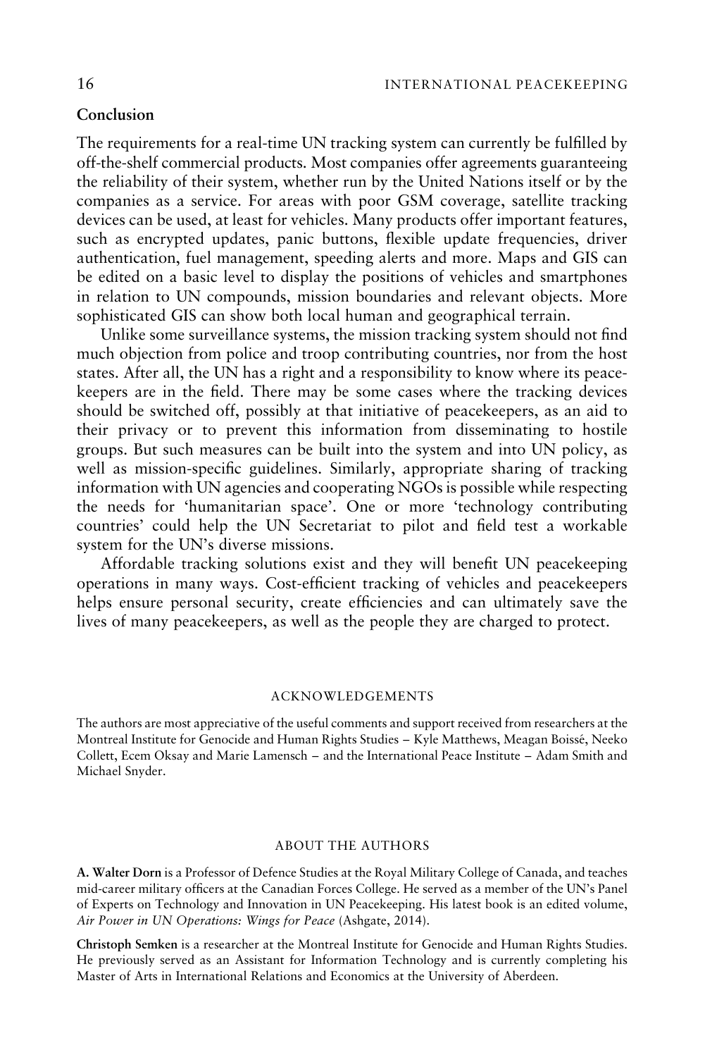## Conclusion

The requirements for a real-time UN tracking system can currently be fulfilled by off-the-shelf commercial products. Most companies offer agreements guaranteeing the reliability of their system, whether run by the United Nations itself or by the companies as a service. For areas with poor GSM coverage, satellite tracking devices can be used, at least for vehicles. Many products offer important features, such as encrypted updates, panic buttons, flexible update frequencies, driver authentication, fuel management, speeding alerts and more. Maps and GIS can be edited on a basic level to display the positions of vehicles and smartphones in relation to UN compounds, mission boundaries and relevant objects. More sophisticated GIS can show both local human and geographical terrain.

Unlike some surveillance systems, the mission tracking system should not find much objection from police and troop contributing countries, nor from the host states. After all, the UN has a right and a responsibility to know where its peacekeepers are in the field. There may be some cases where the tracking devices should be switched off, possibly at that initiative of peacekeepers, as an aid to their privacy or to prevent this information from disseminating to hostile groups. But such measures can be built into the system and into UN policy, as well as mission-specific guidelines. Similarly, appropriate sharing of tracking information with UN agencies and cooperating NGOs is possible while respecting the needs for 'humanitarian space'. One or more 'technology contributing countries' could help the UN Secretariat to pilot and field test a workable system for the UN's diverse missions.

Affordable tracking solutions exist and they will benefit UN peacekeeping operations in many ways. Cost-efficient tracking of vehicles and peacekeepers helps ensure personal security, create efficiencies and can ultimately save the lives of many peacekeepers, as well as the people they are charged to protect.

### ACKNOWLEDGEMENTS

The authors are most appreciative of the useful comments and support received from researchers at the Montreal Institute for Genocide and Human Rights Studies – Kyle Matthews, Meagan Boissé, Neeko Collett, Ecem Oksay and Marie Lamensch – and the International Peace Institute – Adam Smith and Michael Snyder.

### ABOUT THE AUTHORS

**A. Walter Dorn** is a Professor of Defence Studies at the Royal Military College of Canada, and teaches mid-career military officers at the Canadian Forces College. He served as a member of the UN's Panel of Experts on Technology and Innovation in UN Peacekeeping. His latest book is an edited volume, *Air Power in UN Operations: Wings for Peace* (Ashgate, 2014).

**Christoph Semken** is a researcher at the Montreal Institute for Genocide and Human Rights Studies. He previously served as an Assistant for Information Technology and is currently completing his Master of Arts in International Relations and Economics at the University of Aberdeen.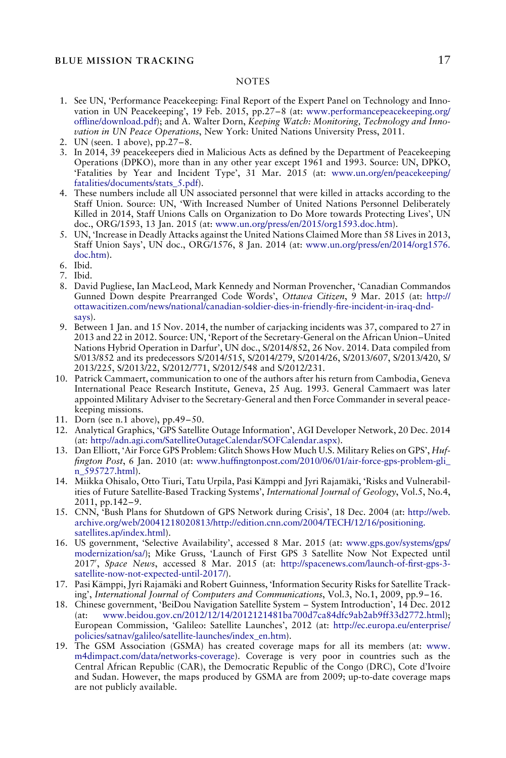## NOTES

1. See UN, 'Performance Peacekeeping: Final Report of the Expert Panel on Technology and Innovation in UN Peacekeeping', 19 Feb. 2015, pp.27–8 (at: www.performancepeacekeeping.org/offline/download.pdf); and A. Walter Dorn, *Keeping Watch: Monitoring, Technology and Innovation in UN Peace Operations*, New York: United Nations University Press, 2011.
2. UN (seen. 1 above), pp.27–8.
3. In 2014, 39 peacekeepers died in Malicious Acts as defined by the Department of Peacekeeping Operations (DPKO), more than in any other year except 1961 and 1993. Source: UN, DPKO, 'Fatalities by Year and Incident Type', 31 Mar. 2015 (at: www.un.org/en/peacekeeping/fatalities/documents/stats_5.pdf).
4. These numbers include all UN associated personnel that were killed in attacks according to the Staff Union. Source: UN, 'With Increased Number of United Nations Personnel Deliberately Killed in 2014, Staff Unions Calls on Organization to Do More towards Protecting Lives', UN doc., ORG/1593, 13 Jan. 2015 (at: www.un.org/press/en/2015/org1593.doc.htm).
5. UN, 'Increase in Deadly Attacks against the United Nations Claimed More than 58 Lives in 2013, Staff Union Says', UN doc., ORG/1576, 8 Jan. 2014 (at: www.un.org/press/en/2014/org1576.doc.htm).
6. Ibid.
7. Ibid.
8. David Pugliese, Ian MacLeod, Mark Kennedy and Norman Provencher, 'Canadian Commandos Gunned Down despite Prearranged Code Words', *Ottawa Citizen*, 9 Mar. 2015 (at: http://ottawacitizen.com/news/national/canadian-soldier-dies-in-friendly-fire-incident-in-iraq-dnd-says).
9. Between 1 Jan. and 15 Nov. 2014, the number of carjacking incidents was 37, compared to 27 in 2013 and 22 in 2012. Source: UN, 'Report of the Secretary-General on the African Union–United Nations Hybrid Operation in Darfur', UN doc., S/2014/852, 26 Nov. 2014. Data compiled from S/013/852 and its predecessors S/2014/515, S/2014/279, S/2014/26, S/2013/607, S/2013/420, S/2013/225, S/2013/22, S/2012/771, S/2012/548 and S/2012/231.
10. Patrick Cammaert, communication to one of the authors after his return from Cambodia, Geneva International Peace Research Institute, Geneva, 25 Aug. 1993. General Cammaert was later appointed Military Adviser to the Secretary-General and then Force Commander in several peacekeeping missions.
11. Dorn (see n.1 above), pp.49–50.
12. Analytical Graphics, 'GPS Satellite Outage Information', AGI Developer Network, 20 Dec. 2014 (at: http://adn.agi.com/SatelliteOutageCalendar/SOFCalendar.aspx).
13. Dan Elliott, 'Air Force GPS Problem: Glitch Shows How Much U.S. Military Relies on GPS', *Huffington Post*, 6 Jan. 2010 (at: www.huffingtonpost.com/2010/06/01/air-force-gps-problem-gli_n_595727.html).
14. Miikka Ohisalo, Otto Tiuri, Tatu Urpila, Pasi Kämppi and Jyri Rajamäki, 'Risks and Vulnerabilities of Future Satellite-Based Tracking Systems', *International Journal of Geology*, Vol.5, No.4, 2011, pp.142–9.
15. CNN, 'Bush Plans for Shutdown of GPS Network during Crisis', 18 Dec. 2004 (at: http://web.archive.org/web/20041218020813/http://edition.cnn.com/2004/TECH/12/16/positioning.satellites.ap/index.html).
16. US government, 'Selective Availability', accessed 8 Mar. 2015 (at: www.gps.gov/systems/gps/modernization/sa/); Mike Gruss, 'Launch of First GPS 3 Satellite Now Not Expected until 2017', *Space News*, accessed 8 Mar. 2015 (at: http://spacenews.com/launch-of-first-gps-3-satellite-now-not-expected-until-2017/).
17. Pasi Kämppi, Jyri Rajamäki and Robert Guinness, 'Information Security Risks for Satellite Tracking', *International Journal of Computers and Communications*, Vol.3, No.1, 2009, pp.9–16.
18. Chinese government, 'BeiDou Navigation Satellite System – System Introduction', 14 Dec. 2012 (at: www.beidou.gov.cn/2012/12/14/2012121481ba700d7ca84dfc9ab2ab9ff33d2772.html); European Commission, 'Galileo: Satellite Launches', 2012 (at: http://ec.europa.eu/enterprise/policies/satnav/galileo/satellite-launches/index_en.htm).
19. The GSM Association (GSMA) has created coverage maps for all its members (at: www.m4dimpact.com/data/networks-coverage). Coverage is very poor in countries such as the Central African Republic (CAR), the Democratic Republic of the Congo (DRC), Cote d'Ivoire and Sudan. However, the maps produced by GSMA are from 2009; up-to-date coverage maps are not publicly available.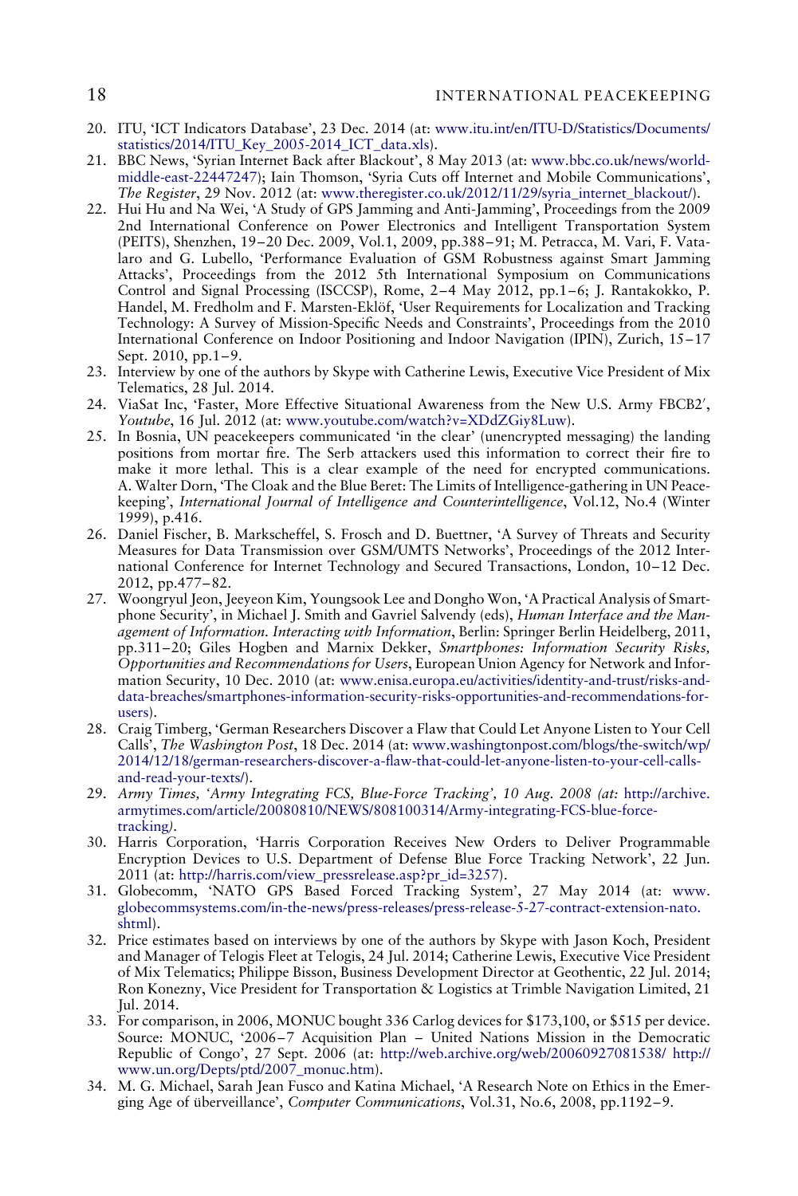20. ITU, 'ICT Indicators Database', 23 Dec. 2014 (at: www.itu.int/en/ITU-D/Statistics/Documents/statistics/2014/ITU_Key_2005-2014_ICT_data.xls).
21. BBC News, 'Syrian Internet Back after Blackout', 8 May 2013 (at: www.bbc.co.uk/news/world-middle-east-22447247); Iain Thomson, 'Syria Cuts off Internet and Mobile Communications', *The Register*, 29 Nov. 2012 (at: www.theregister.co.uk/2012/11/29/syria_internet_blackout/).
22. Hui Hu and Na Wei, 'A Study of GPS Jamming and Anti-Jamming', Proceedings from the 2009 2nd International Conference on Power Electronics and Intelligent Transportation System (PEITS), Shenzhen, 19–20 Dec. 2009, Vol.1, 2009, pp.388–91; M. Petracca, M. Vari, F. Vatalaro and G. Lubello, 'Performance Evaluation of GSM Robustness against Smart Jamming Attacks', Proceedings from the 2012 5th International Symposium on Communications Control and Signal Processing (ISCCSP), Rome, 2–4 May 2012, pp.1–6; J. Rantakokko, P. Handel, M. Fredholm and F. Marsten-Eklöf, 'User Requirements for Localization and Tracking Technology: A Survey of Mission-Specific Needs and Constraints', Proceedings from the 2010 International Conference on Indoor Positioning and Indoor Navigation (IPIN), Zurich, 15–17 Sept. 2010, pp.1–9.
23. Interview by one of the authors by Skype with Catherine Lewis, Executive Vice President of Mix Telematics, 28 Jul. 2014.
24. ViaSat Inc, 'Faster, More Effective Situational Awareness from the New U.S. Army FBCB2′, *Youtube*, 16 Jul. 2012 (at: www.youtube.com/watch?v=XDdZGiy8Luw).
25. In Bosnia, UN peacekeepers communicated 'in the clear' (unencrypted messaging) the landing positions from mortar fire. The Serb attackers used this information to correct their fire to make it more lethal. This is a clear example of the need for encrypted communications. A. Walter Dorn, 'The Cloak and the Blue Beret: The Limits of Intelligence-gathering in UN Peacekeeping', *International Journal of Intelligence and Counterintelligence*, Vol.12, No.4 (Winter 1999), p.416.
26. Daniel Fischer, B. Markscheffel, S. Frosch and D. Buettner, 'A Survey of Threats and Security Measures for Data Transmission over GSM/UMTS Networks', Proceedings of the 2012 International Conference for Internet Technology and Secured Transactions, London, 10–12 Dec. 2012, pp.477–82.
27. Woongryul Jeon, Jeeyeon Kim, Youngsook Lee and Dongho Won, 'A Practical Analysis of Smartphone Security', in Michael J. Smith and Gavriel Salvendy (eds), *Human Interface and the Management of Information. Interacting with Information*, Berlin: Springer Berlin Heidelberg, 2011, pp.311–20; Giles Hogben and Marnix Dekker, *Smartphones: Information Security Risks, Opportunities and Recommendations for Users*, European Union Agency for Network and Information Security, 10 Dec. 2010 (at: www.enisa.europa.eu/activities/identity-and-trust/risks-and-data-breaches/smartphones-information-security-risks-opportunities-and-recommendations-for-users).
28. Craig Timberg, 'German Researchers Discover a Flaw that Could Let Anyone Listen to Your Cell Calls', *The Washington Post*, 18 Dec. 2014 (at: www.washingtonpost.com/blogs/the-switch/wp/2014/12/18/german-researchers-discover-a-flaw-that-could-let-anyone-listen-to-your-cell-calls-and-read-your-texts/).
29. *Army Times, 'Army Integrating FCS, Blue-Force Tracking', 10 Aug. 2008 (at:* http://archive.armytimes.com/article/20080810/NEWS/808100314/Army-integrating-FCS-blue-force-tracking*)*.
30. Harris Corporation, 'Harris Corporation Receives New Orders to Deliver Programmable Encryption Devices to U.S. Department of Defense Blue Force Tracking Network', 22 Jun. 2011 (at: http://harris.com/view_pressrelease.asp?pr_id=3257).
31. Globecomm, 'NATO GPS Based Forced Tracking System', 27 May 2014 (at: www.globecommsystems.com/in-the-news/press-releases/press-release-5-27-contract-extension-nato.shtml).
32. Price estimates based on interviews by one of the authors by Skype with Jason Koch, President and Manager of Telogis Fleet at Telogis, 24 Jul. 2014; Catherine Lewis, Executive Vice President of Mix Telematics; Philippe Bisson, Business Development Director at Geothentic, 22 Jul. 2014; Ron Konezny, Vice President for Transportation & Logistics at Trimble Navigation Limited, 21 Jul. 2014.
33. For comparison, in 2006, MONUC bought 336 Carlog devices for $173,100, or $515 per device. Source: MONUC, '2006–7 Acquisition Plan – United Nations Mission in the Democratic Republic of Congo', 27 Sept. 2006 (at: http://web.archive.org/web/20060927081538/ http://www.un.org/Depts/ptd/2007_monuc.htm).
34. M. G. Michael, Sarah Jean Fusco and Katina Michael, 'A Research Note on Ethics in the Emerging Age of überveillance', *Computer Communications*, Vol.31, No.6, 2008, pp.1192–9.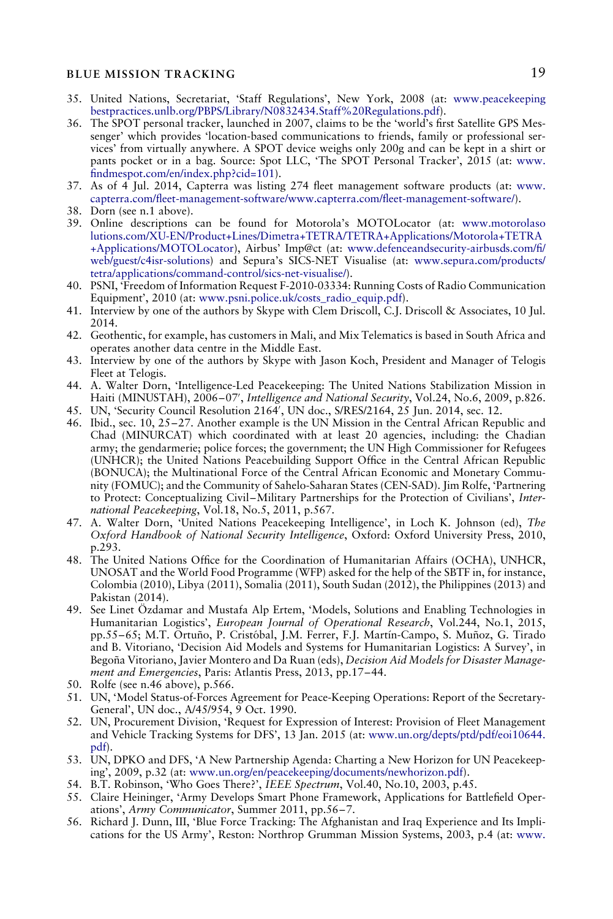35. United Nations, Secretariat, 'Staff Regulations', New York, 2008 (at: www.peacekeepingbestpractices.unlb.org/PBPS/Library/N0832434.Staff%20Regulations.pdf).
36. The SPOT personal tracker, launched in 2007, claims to be the 'world's first Satellite GPS Messenger' which provides 'location-based communications to friends, family or professional services' from virtually anywhere. A SPOT device weighs only 200g and can be kept in a shirt or pants pocket or in a bag. Source: Spot LLC, 'The SPOT Personal Tracker', 2015 (at: www.findmespot.com/en/index.php?cid=101).
37. As of 4 Jul. 2014, Capterra was listing 274 fleet management software products (at: www.capterra.com/fleet-management-software/www.capterra.com/fleet-management-software/).
38. Dorn (see n.1 above).
39. Online descriptions can be found for Motorola's MOTOLocator (at: www.motorolasolutions.com/XU-EN/Product+Lines/Dimetra+TETRA/TETRA+Applications/Motorola+TETRA+Applications/MOTOLocator), Airbus' Imp@ct (at: www.defenceandsecurity-airbusds.com/fi/web/guest/c4isr-solutions) and Sepura's SICS-NET Visualise (at: www.sepura.com/products/tetra/applications/command-control/sics-net-visualise/).
40. PSNI, 'Freedom of Information Request F-2010-03334: Running Costs of Radio Communication Equipment', 2010 (at: www.psni.police.uk/costs_radio_equip.pdf).
41. Interview by one of the authors by Skype with Clem Driscoll, C.J. Driscoll & Associates, 10 Jul. 2014.
42. Geothentic, for example, has customers in Mali, and Mix Telematics is based in South Africa and operates another data centre in the Middle East.
43. Interview by one of the authors by Skype with Jason Koch, President and Manager of Telogis Fleet at Telogis.
44. A. Walter Dorn, 'Intelligence-Led Peacekeeping: The United Nations Stabilization Mission in Haiti (MINUSTAH), 2006–07', *Intelligence and National Security*, Vol.24, No.6, 2009, p.826.
45. UN, 'Security Council Resolution 2164', UN doc., S/RES/2164, 25 Jun. 2014, sec. 12.
46. Ibid., sec. 10, 25–27. Another example is the UN Mission in the Central African Republic and Chad (MINURCAT) which coordinated with at least 20 agencies, including: the Chadian army; the gendarmerie; police forces; the government; the UN High Commissioner for Refugees (UNHCR); the United Nations Peacebuilding Support Office in the Central African Republic (BONUCA); the Multinational Force of the Central African Economic and Monetary Community (FOMUC); and the Community of Sahelo-Saharan States (CEN-SAD). Jim Rolfe, 'Partnering to Protect: Conceptualizing Civil–Military Partnerships for the Protection of Civilians', *International Peacekeeping*, Vol.18, No.5, 2011, p.567.
47. A. Walter Dorn, 'United Nations Peacekeeping Intelligence', in Loch K. Johnson (ed), *The Oxford Handbook of National Security Intelligence*, Oxford: Oxford University Press, 2010, p.293.
48. The United Nations Office for the Coordination of Humanitarian Affairs (OCHA), UNHCR, UNOSAT and the World Food Programme (WFP) asked for the help of the SBTF in, for instance, Colombia (2010), Libya (2011), Somalia (2011), South Sudan (2012), the Philippines (2013) and Pakistan (2014).
49. See Linet Özdamar and Mustafa Alp Ertem, 'Models, Solutions and Enabling Technologies in Humanitarian Logistics', *European Journal of Operational Research*, Vol.244, No.1, 2015, pp.55–65; M.T. Ortuño, P. Cristóbal, J.M. Ferrer, F.J. Martín-Campo, S. Muñoz, G. Tirado and B. Vitoriano, 'Decision Aid Models and Systems for Humanitarian Logistics: A Survey', in Begoña Vitoriano, Javier Montero and Da Ruan (eds), *Decision Aid Models for Disaster Management and Emergencies*, Paris: Atlantis Press, 2013, pp.17–44.
50. Rolfe (see n.46 above), p.566.
51. UN, 'Model Status-of-Forces Agreement for Peace-Keeping Operations: Report of the Secretary-General', UN doc., A/45/954, 9 Oct. 1990.
52. UN, Procurement Division, 'Request for Expression of Interest: Provision of Fleet Management and Vehicle Tracking Systems for DFS', 13 Jan. 2015 (at: www.un.org/depts/ptd/pdf/eoi10644.pdf).
53. UN, DPKO and DFS, 'A New Partnership Agenda: Charting a New Horizon for UN Peacekeeping', 2009, p.32 (at: www.un.org/en/peacekeeping/documents/newhorizon.pdf).
54. B.T. Robinson, 'Who Goes There?', *IEEE Spectrum*, Vol.40, No.10, 2003, p.45.
55. Claire Heininger, 'Army Develops Smart Phone Framework, Applications for Battlefield Operations', *Army Communicator*, Summer 2011, pp.56–7.
56. Richard J. Dunn, III, 'Blue Force Tracking: The Afghanistan and Iraq Experience and Its Implications for the US Army', Reston: Northrop Grumman Mission Systems, 2003, p.4 (at: www.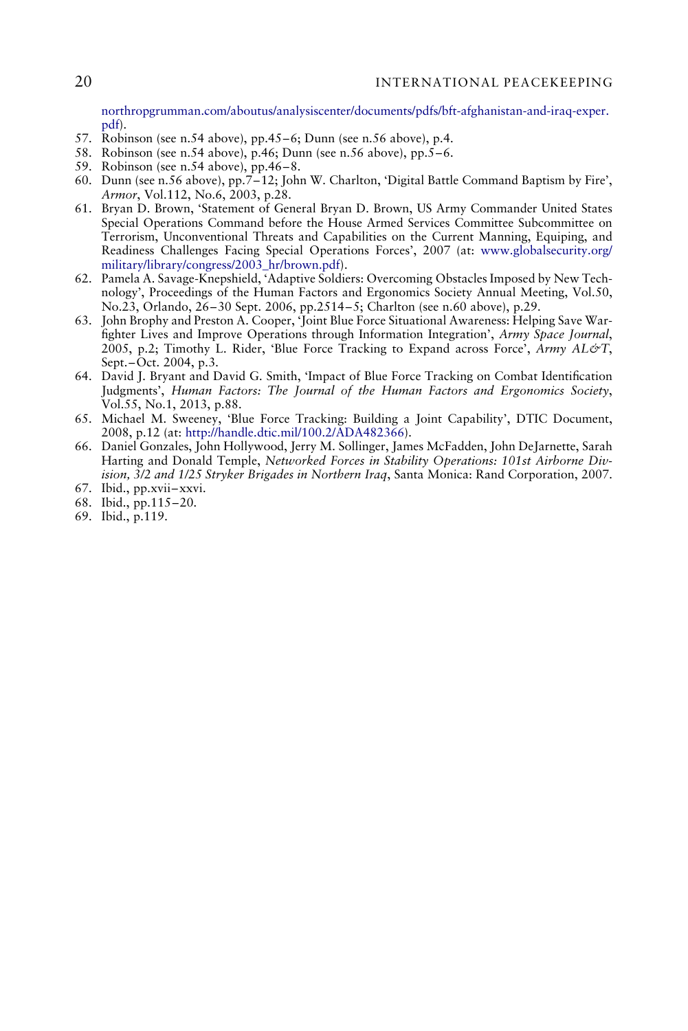northropgrumman.com/aboutus/analysiscenter/documents/pdfs/bft-afghanistan-and-iraq-exper.pdf).

57. Robinson (see n.54 above), pp.45–6; Dunn (see n.56 above), p.4.
58. Robinson (see n.54 above), p.46; Dunn (see n.56 above), pp.5–6.
59. Robinson (see n.54 above), pp.46–8.
60. Dunn (see n.56 above), pp.7–12; John W. Charlton, 'Digital Battle Command Baptism by Fire', *Armor*, Vol.112, No.6, 2003, p.28.
61. Bryan D. Brown, 'Statement of General Bryan D. Brown, US Army Commander United States Special Operations Command before the House Armed Services Committee Subcommittee on Terrorism, Unconventional Threats and Capabilities on the Current Manning, Equiping, and Readiness Challenges Facing Special Operations Forces', 2007 (at: www.globalsecurity.org/military/library/congress/2003_hr/brown.pdf).
62. Pamela A. Savage-Knepshield, 'Adaptive Soldiers: Overcoming Obstacles Imposed by New Technology', Proceedings of the Human Factors and Ergonomics Society Annual Meeting, Vol.50, No.23, Orlando, 26–30 Sept. 2006, pp.2514–5; Charlton (see n.60 above), p.29.
63. John Brophy and Preston A. Cooper, 'Joint Blue Force Situational Awareness: Helping Save Warfighter Lives and Improve Operations through Information Integration', *Army Space Journal*, 2005, p.2; Timothy L. Rider, 'Blue Force Tracking to Expand across Force', *Army AL&T*, Sept.–Oct. 2004, p.3.
64. David J. Bryant and David G. Smith, 'Impact of Blue Force Tracking on Combat Identification Judgments', *Human Factors: The Journal of the Human Factors and Ergonomics Society*, Vol.55, No.1, 2013, p.88.
65. Michael M. Sweeney, 'Blue Force Tracking: Building a Joint Capability', DTIC Document, 2008, p.12 (at: http://handle.dtic.mil/100.2/ADA482366).
66. Daniel Gonzales, John Hollywood, Jerry M. Sollinger, James McFadden, John DeJarnette, Sarah Harting and Donald Temple, *Networked Forces in Stability Operations: 101st Airborne Division, 3/2 and 1/25 Stryker Brigades in Northern Iraq*, Santa Monica: Rand Corporation, 2007.
67. Ibid., pp.xvii–xxvi.
68. Ibid., pp.115–20.
69. Ibid., p.119.